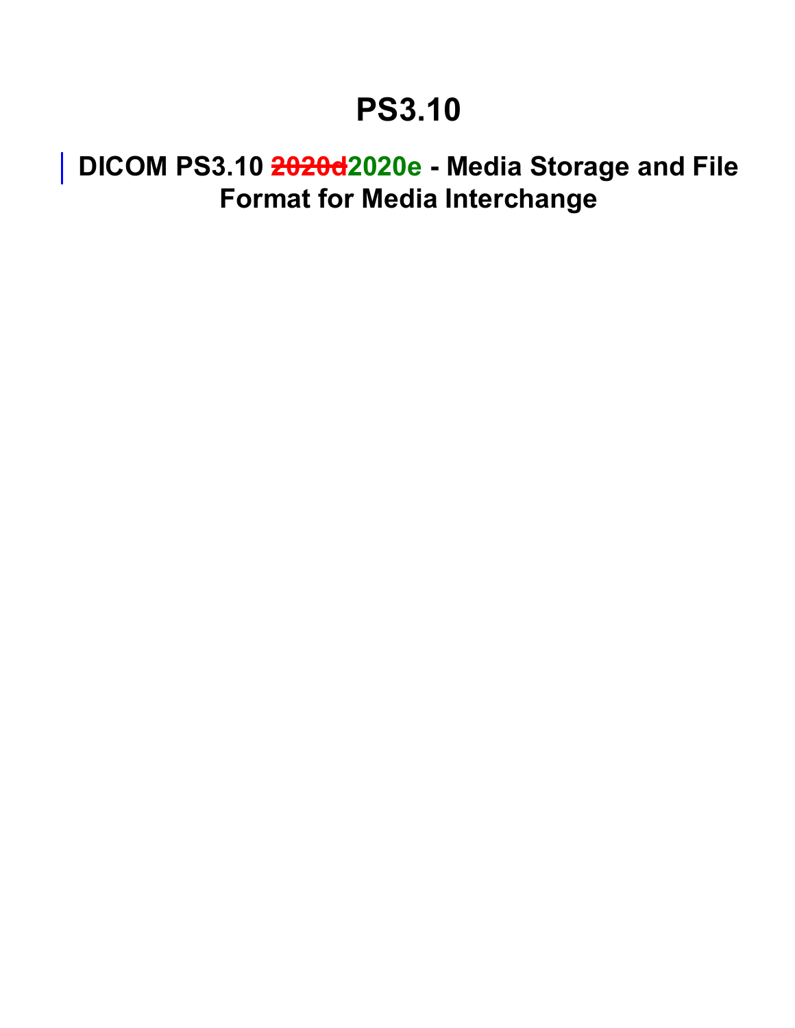# PS3.10

## DICOM PS3.10 ~~2020d~~2020e - Media Storage and File Format for Media Interchange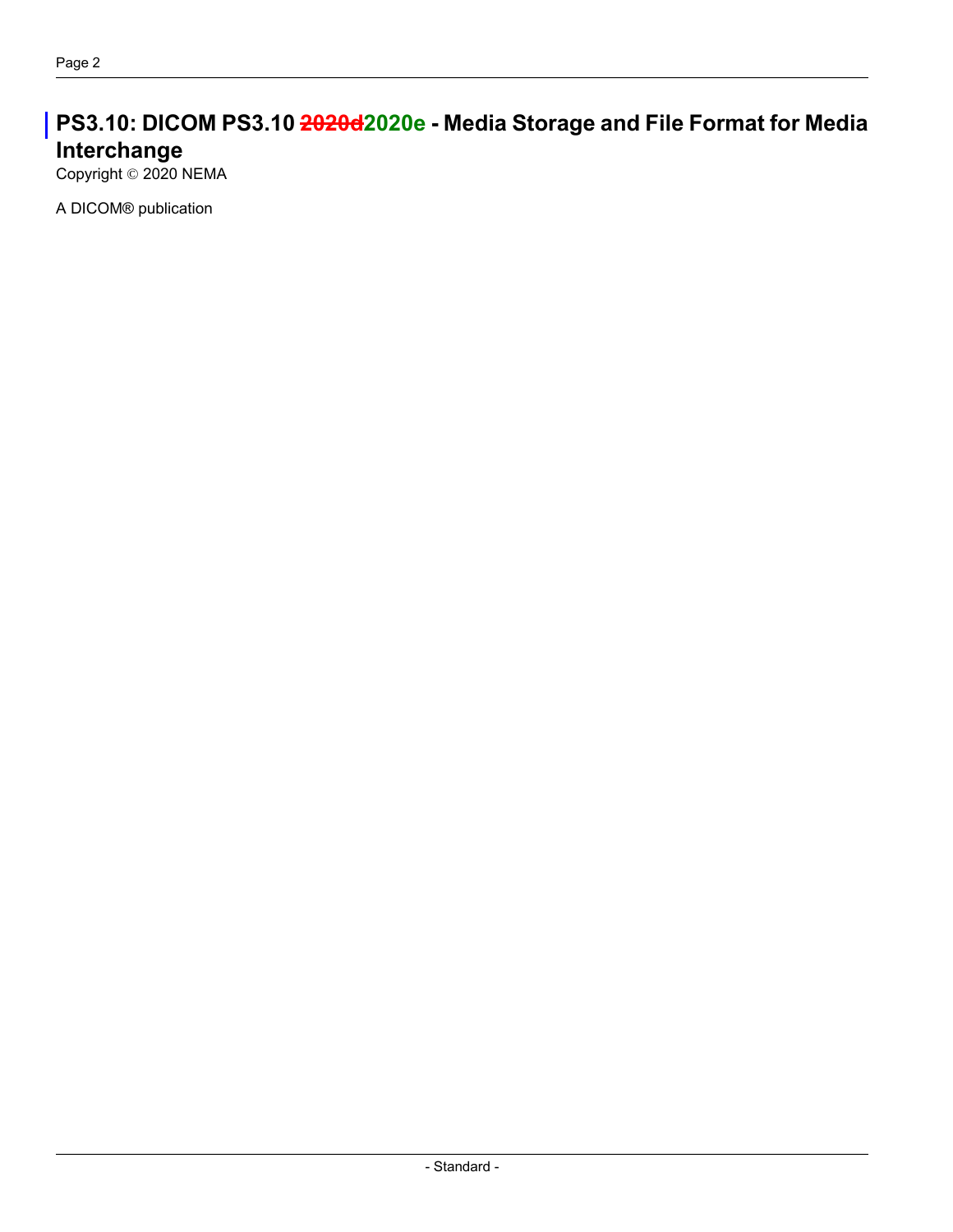# PS3.10: DICOM PS3.10 ~~2020d~~2020e - Media Storage and File Format for Media Interchange

Copyright © 2020 NEMA

A DICOM® publication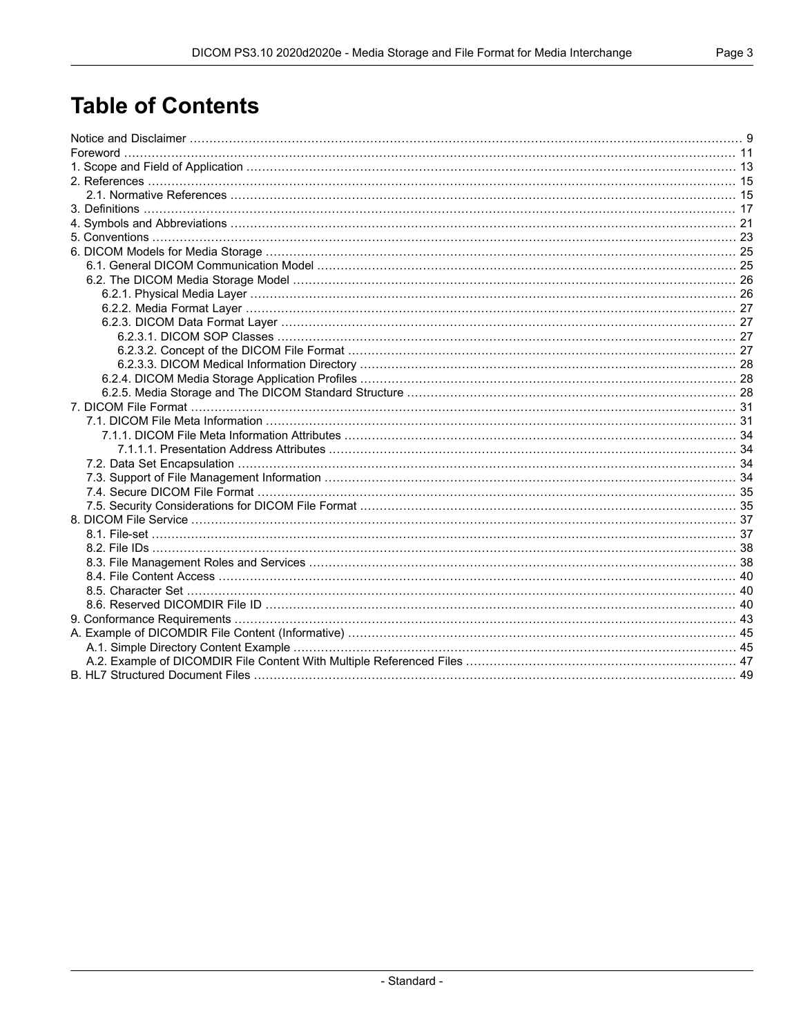# Table of Contents

Notice and Disclaimer .......... 9
Foreword .......... 11
1. Scope and Field of Application .......... 13
2. References .......... 15
  2.1. Normative References .......... 15
3. Definitions .......... 17
4. Symbols and Abbreviations .......... 21
5. Conventions .......... 23
6. DICOM Models for Media Storage .......... 25
  6.1. General DICOM Communication Model .......... 25
  6.2. The DICOM Media Storage Model .......... 26
    6.2.1. Physical Media Layer .......... 26
    6.2.2. Media Format Layer .......... 27
    6.2.3. DICOM Data Format Layer .......... 27
      6.2.3.1. DICOM SOP Classes .......... 27
      6.2.3.2. Concept of the DICOM File Format .......... 27
      6.2.3.3. DICOM Medical Information Directory .......... 28
    6.2.4. DICOM Media Storage Application Profiles .......... 28
    6.2.5. Media Storage and The DICOM Standard Structure .......... 28
7. DICOM File Format .......... 31
  7.1. DICOM File Meta Information .......... 31
    7.1.1. DICOM File Meta Information Attributes .......... 34
      7.1.1.1. Presentation Address Attributes .......... 34
  7.2. Data Set Encapsulation .......... 34
  7.3. Support of File Management Information .......... 34
  7.4. Secure DICOM File Format .......... 35
  7.5. Security Considerations for DICOM File Format .......... 35
8. DICOM File Service .......... 37
  8.1. File-set .......... 37
  8.2. File IDs .......... 38
  8.3. File Management Roles and Services .......... 38
  8.4. File Content Access .......... 40
  8.5. Character Set .......... 40
  8.6. Reserved DICOMDIR File ID .......... 40
9. Conformance Requirements .......... 43
A. Example of DICOMDIR File Content (Informative) .......... 45
  A.1. Simple Directory Content Example .......... 45
  A.2. Example of DICOMDIR File Content With Multiple Referenced Files .......... 47
B. HL7 Structured Document Files .......... 49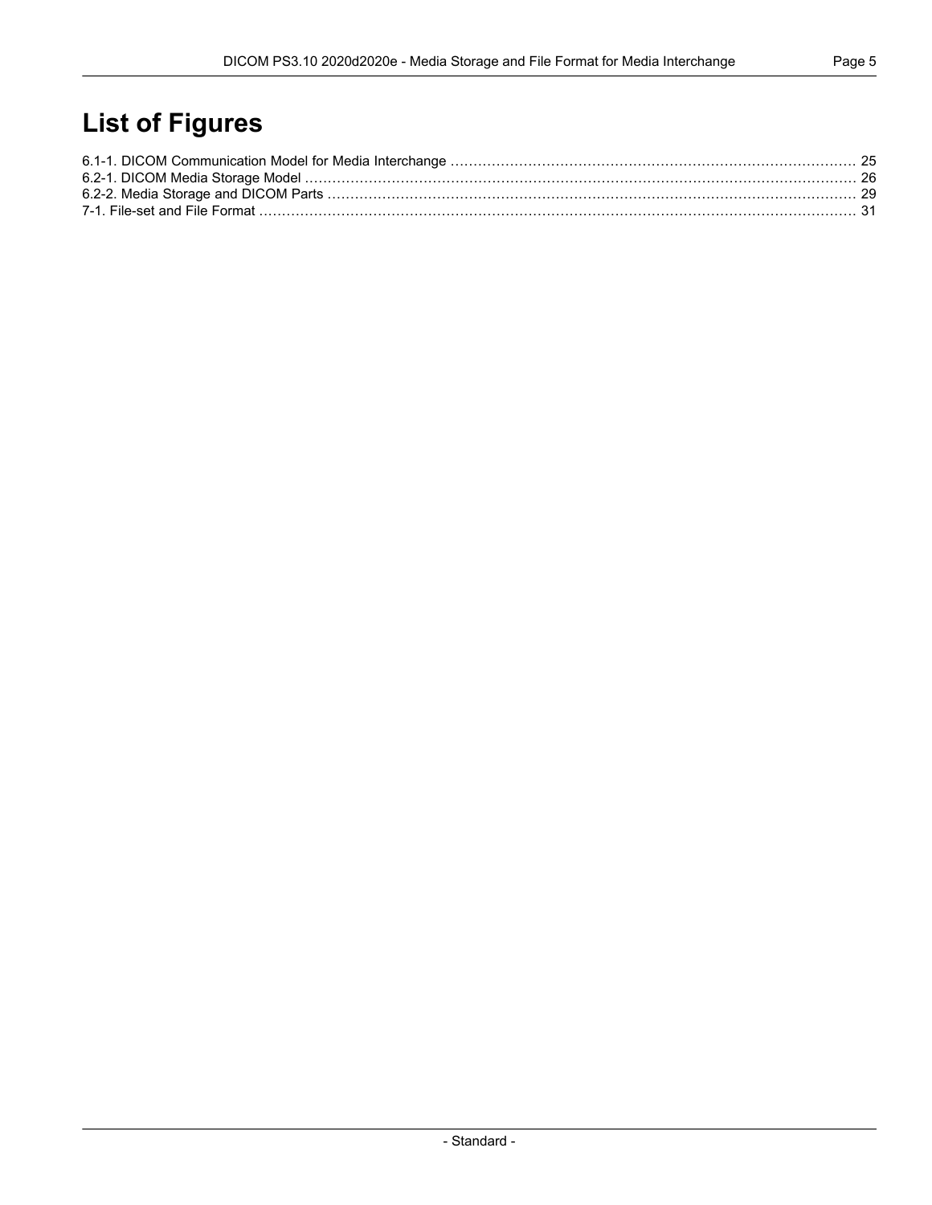# List of Figures

6.1-1. DICOM Communication Model for Media Interchange ........................................................................................ 25
6.2-1. DICOM Media Storage Model ........................................................................................................................ 26
6.2-2. Media Storage and DICOM Parts .................................................................................................................. 29
7-1. File-set and File Format ................................................................................................................................. 31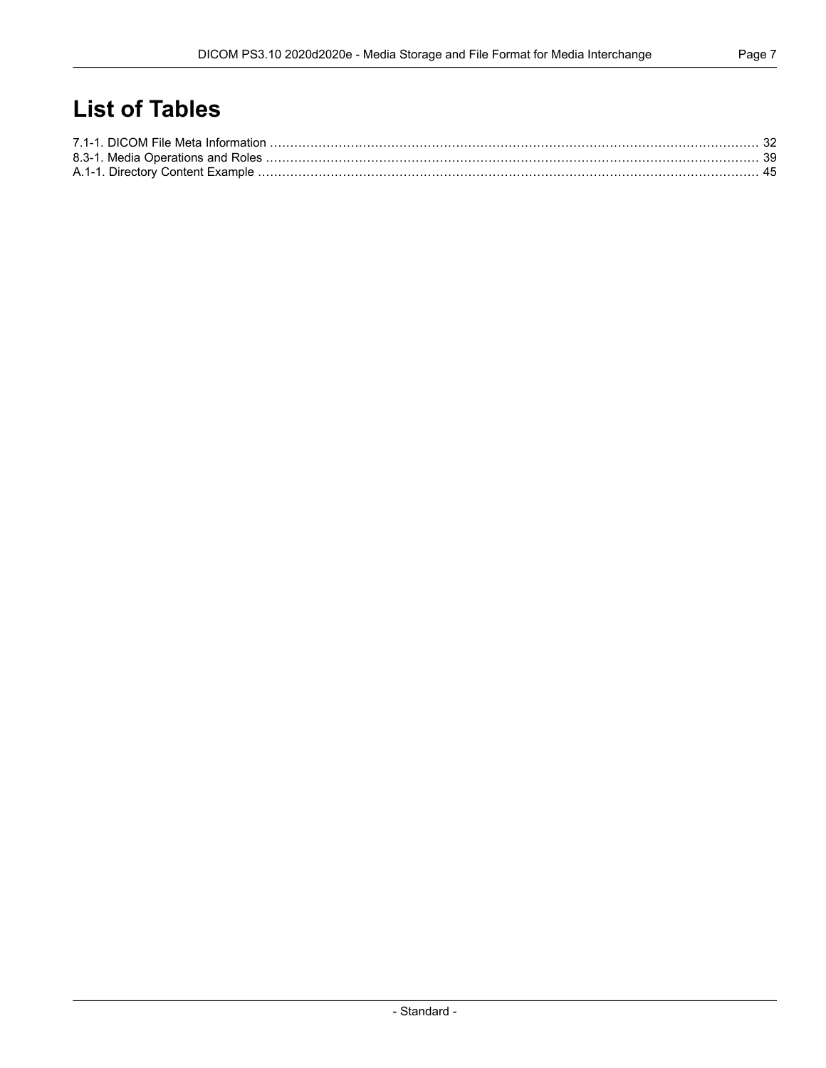# List of Tables

7.1-1. DICOM File Meta Information ........................................................................................................................ 32
8.3-1. Media Operations and Roles ........................................................................................................................ 39
A.1-1. Directory Content Example ........................................................................................................................ 45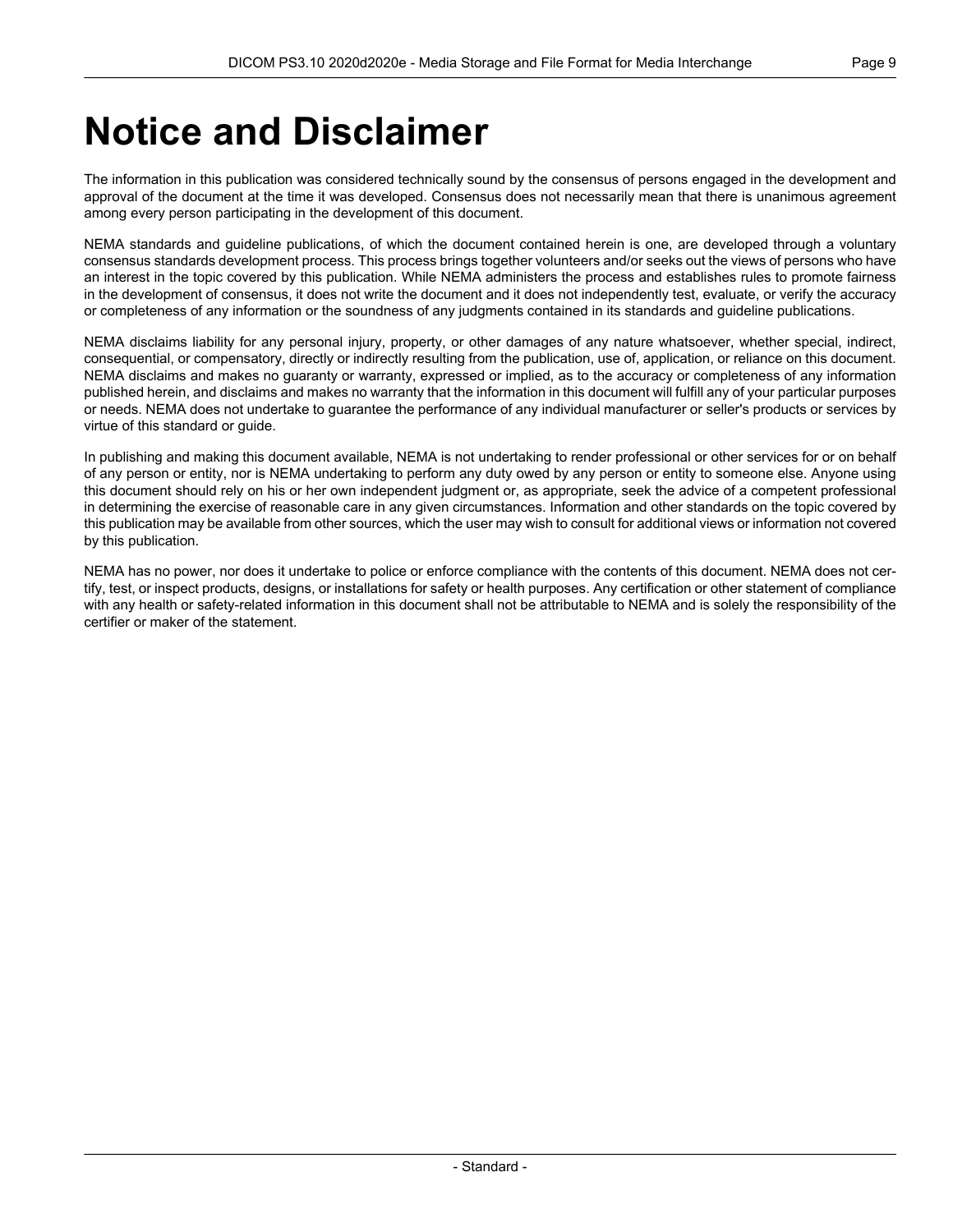# Notice and Disclaimer

The information in this publication was considered technically sound by the consensus of persons engaged in the development and approval of the document at the time it was developed. Consensus does not necessarily mean that there is unanimous agreement among every person participating in the development of this document.

NEMA standards and guideline publications, of which the document contained herein is one, are developed through a voluntary consensus standards development process. This process brings together volunteers and/or seeks out the views of persons who have an interest in the topic covered by this publication. While NEMA administers the process and establishes rules to promote fairness in the development of consensus, it does not write the document and it does not independently test, evaluate, or verify the accuracy or completeness of any information or the soundness of any judgments contained in its standards and guideline publications.

NEMA disclaims liability for any personal injury, property, or other damages of any nature whatsoever, whether special, indirect, consequential, or compensatory, directly or indirectly resulting from the publication, use of, application, or reliance on this document. NEMA disclaims and makes no guaranty or warranty, expressed or implied, as to the accuracy or completeness of any information published herein, and disclaims and makes no warranty that the information in this document will fulfill any of your particular purposes or needs. NEMA does not undertake to guarantee the performance of any individual manufacturer or seller's products or services by virtue of this standard or guide.

In publishing and making this document available, NEMA is not undertaking to render professional or other services for or on behalf of any person or entity, nor is NEMA undertaking to perform any duty owed by any person or entity to someone else. Anyone using this document should rely on his or her own independent judgment or, as appropriate, seek the advice of a competent professional in determining the exercise of reasonable care in any given circumstances. Information and other standards on the topic covered by this publication may be available from other sources, which the user may wish to consult for additional views or information not covered by this publication.

NEMA has no power, nor does it undertake to police or enforce compliance with the contents of this document. NEMA does not certify, test, or inspect products, designs, or installations for safety or health purposes. Any certification or other statement of compliance with any health or safety-related information in this document shall not be attributable to NEMA and is solely the responsibility of the certifier or maker of the statement.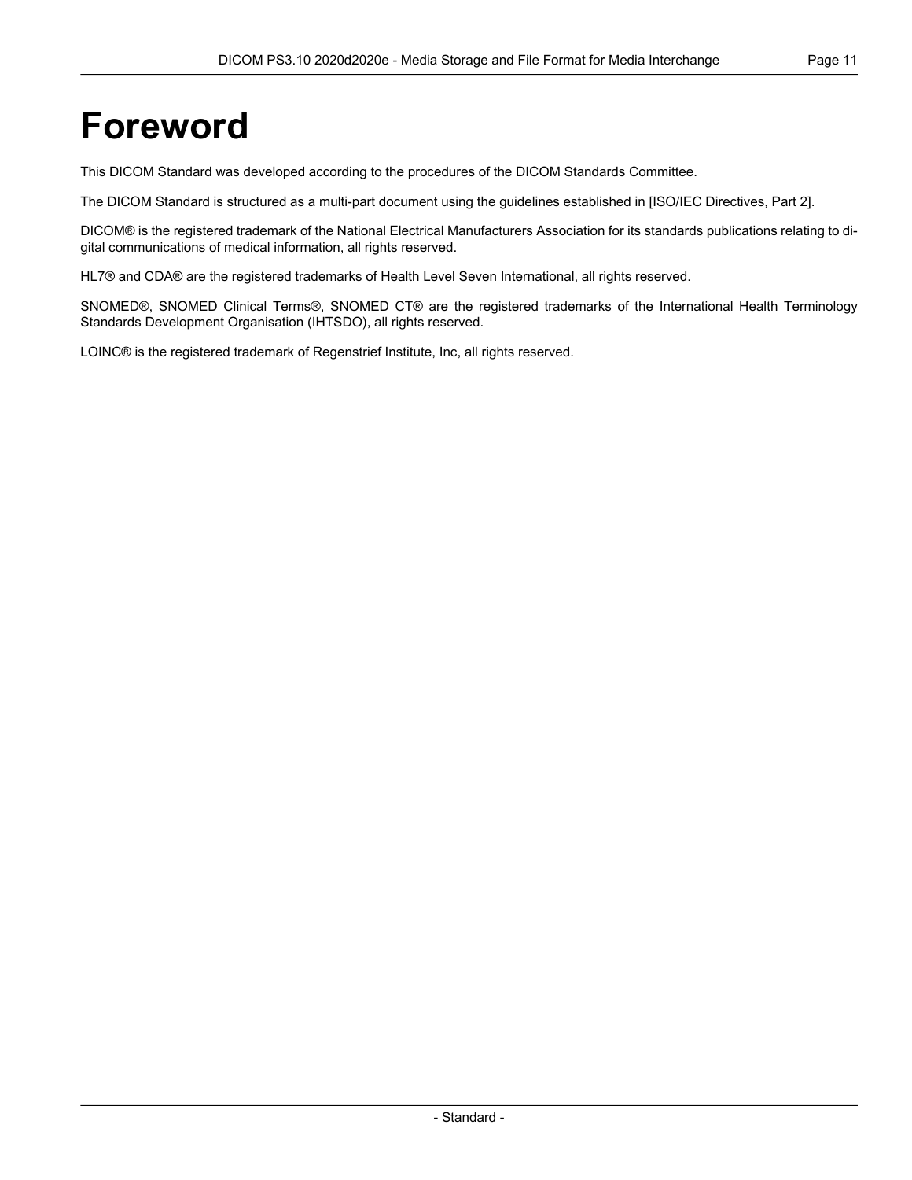# Foreword

This DICOM Standard was developed according to the procedures of the DICOM Standards Committee.

The DICOM Standard is structured as a multi-part document using the guidelines established in [ISO/IEC Directives, Part 2].

DICOM® is the registered trademark of the National Electrical Manufacturers Association for its standards publications relating to digital communications of medical information, all rights reserved.

HL7® and CDA® are the registered trademarks of Health Level Seven International, all rights reserved.

SNOMED®, SNOMED Clinical Terms®, SNOMED CT® are the registered trademarks of the International Health Terminology Standards Development Organisation (IHTSDO), all rights reserved.

LOINC® is the registered trademark of Regenstrief Institute, Inc, all rights reserved.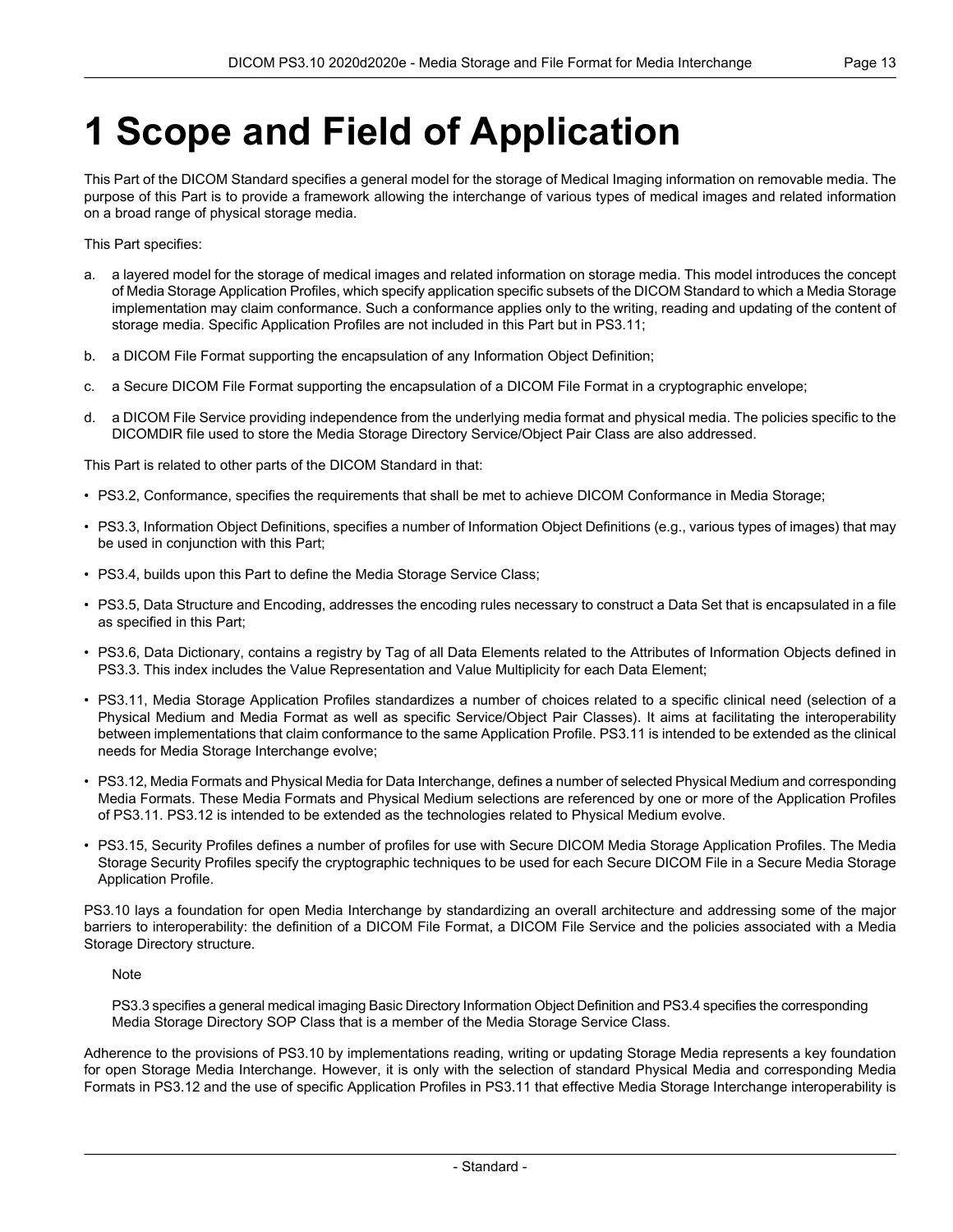# 1 Scope and Field of Application

This Part of the DICOM Standard specifies a general model for the storage of Medical Imaging information on removable media. The purpose of this Part is to provide a framework allowing the interchange of various types of medical images and related information on a broad range of physical storage media.

This Part specifies:

a. a layered model for the storage of medical images and related information on storage media. This model introduces the concept of Media Storage Application Profiles, which specify application specific subsets of the DICOM Standard to which a Media Storage implementation may claim conformance. Such a conformance applies only to the writing, reading and updating of the content of storage media. Specific Application Profiles are not included in this Part but in PS3.11;

b. a DICOM File Format supporting the encapsulation of any Information Object Definition;

c. a Secure DICOM File Format supporting the encapsulation of a DICOM File Format in a cryptographic envelope;

d. a DICOM File Service providing independence from the underlying media format and physical media. The policies specific to the DICOMDIR file used to store the Media Storage Directory Service/Object Pair Class are also addressed.

This Part is related to other parts of the DICOM Standard in that:

- PS3.2, Conformance, specifies the requirements that shall be met to achieve DICOM Conformance in Media Storage;
- PS3.3, Information Object Definitions, specifies a number of Information Object Definitions (e.g., various types of images) that may be used in conjunction with this Part;
- PS3.4, builds upon this Part to define the Media Storage Service Class;
- PS3.5, Data Structure and Encoding, addresses the encoding rules necessary to construct a Data Set that is encapsulated in a file as specified in this Part;
- PS3.6, Data Dictionary, contains a registry by Tag of all Data Elements related to the Attributes of Information Objects defined in PS3.3. This index includes the Value Representation and Value Multiplicity for each Data Element;
- PS3.11, Media Storage Application Profiles standardizes a number of choices related to a specific clinical need (selection of a Physical Medium and Media Format as well as specific Service/Object Pair Classes). It aims at facilitating the interoperability between implementations that claim conformance to the same Application Profile. PS3.11 is intended to be extended as the clinical needs for Media Storage Interchange evolve;
- PS3.12, Media Formats and Physical Media for Data Interchange, defines a number of selected Physical Medium and corresponding Media Formats. These Media Formats and Physical Medium selections are referenced by one or more of the Application Profiles of PS3.11. PS3.12 is intended to be extended as the technologies related to Physical Medium evolve.
- PS3.15, Security Profiles defines a number of profiles for use with Secure DICOM Media Storage Application Profiles. The Media Storage Security Profiles specify the cryptographic techniques to be used for each Secure DICOM File in a Secure Media Storage Application Profile.

PS3.10 lays a foundation for open Media Interchange by standardizing an overall architecture and addressing some of the major barriers to interoperability: the definition of a DICOM File Format, a DICOM File Service and the policies associated with a Media Storage Directory structure.

> Note
>
> PS3.3 specifies a general medical imaging Basic Directory Information Object Definition and PS3.4 specifies the corresponding Media Storage Directory SOP Class that is a member of the Media Storage Service Class.

Adherence to the provisions of PS3.10 by implementations reading, writing or updating Storage Media represents a key foundation for open Storage Media Interchange. However, it is only with the selection of standard Physical Media and corresponding Media Formats in PS3.12 and the use of specific Application Profiles in PS3.11 that effective Media Storage Interchange interoperability is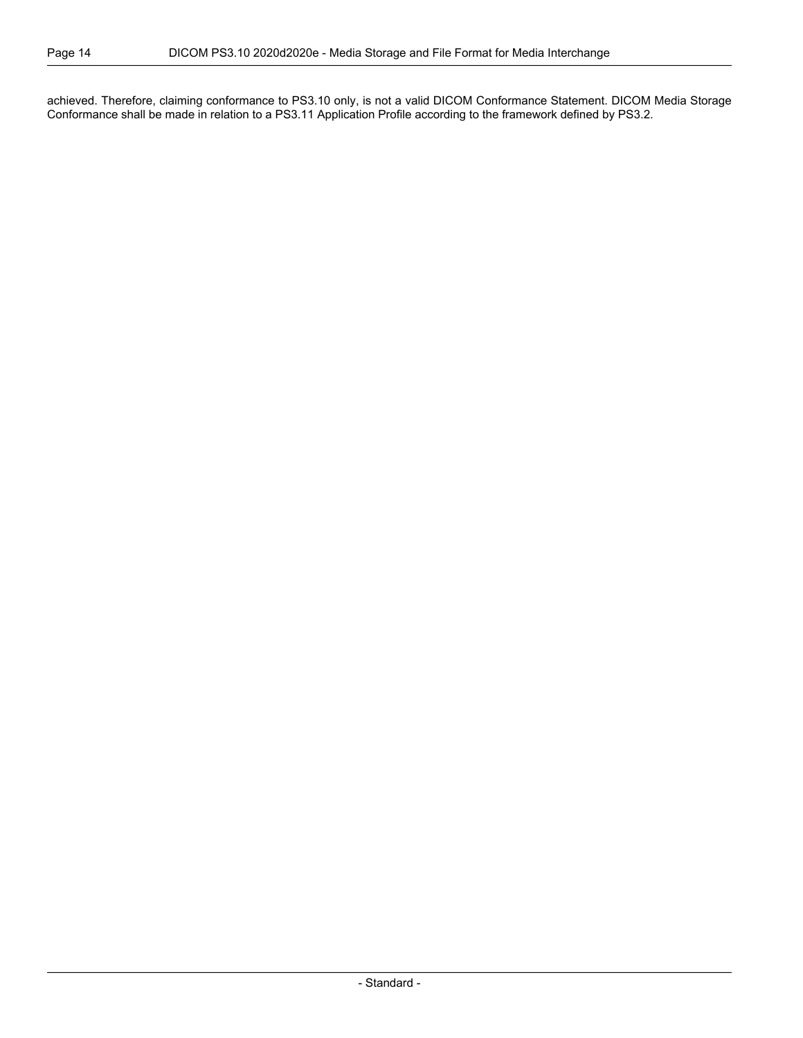achieved. Therefore, claiming conformance to PS3.10 only, is not a valid DICOM Conformance Statement. DICOM Media Storage Conformance shall be made in relation to a PS3.11 Application Profile according to the framework defined by PS3.2.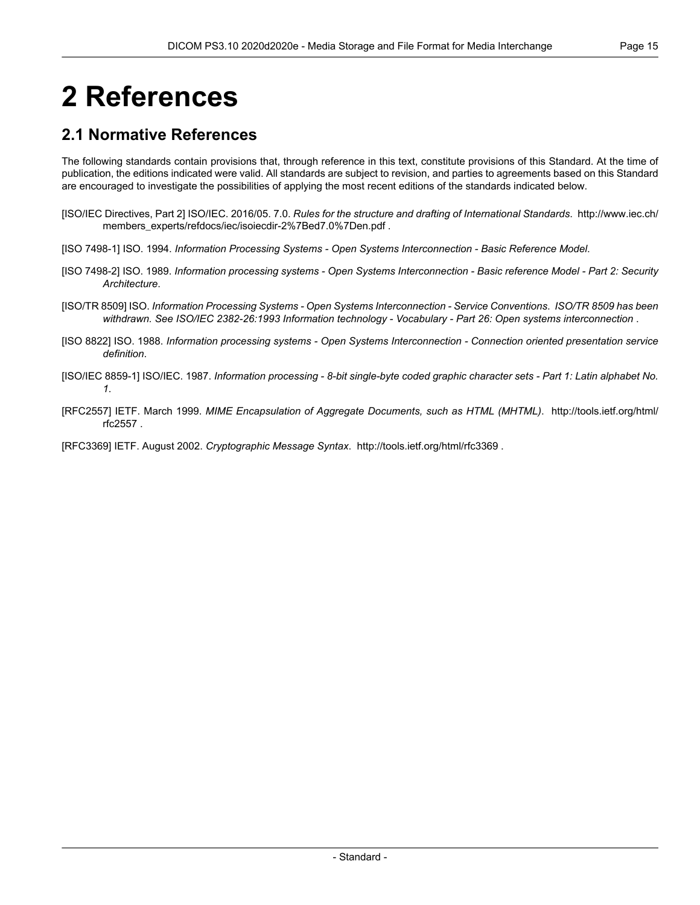# 2 References

## 2.1 Normative References

The following standards contain provisions that, through reference in this text, constitute provisions of this Standard. At the time of publication, the editions indicated were valid. All standards are subject to revision, and parties to agreements based on this Standard are encouraged to investigate the possibilities of applying the most recent editions of the standards indicated below.

[ISO/IEC Directives, Part 2] ISO/IEC. 2016/05. 7.0. *Rules for the structure and drafting of International Standards*. http://www.iec.ch/members_experts/refdocs/iec/isoiecdir-2%7Bed7.0%7Den.pdf .

[ISO 7498-1] ISO. 1994. *Information Processing Systems - Open Systems Interconnection - Basic Reference Model*.

[ISO 7498-2] ISO. 1989. *Information processing systems - Open Systems Interconnection - Basic reference Model - Part 2: Security Architecture*.

[ISO/TR 8509] ISO. *Information Processing Systems - Open Systems Interconnection - Service Conventions. ISO/TR 8509 has been withdrawn. See ISO/IEC 2382-26:1993 Information technology - Vocabulary - Part 26: Open systems interconnection* .

[ISO 8822] ISO. 1988. *Information processing systems - Open Systems Interconnection - Connection oriented presentation service definition*.

[ISO/IEC 8859-1] ISO/IEC. 1987. *Information processing - 8-bit single-byte coded graphic character sets - Part 1: Latin alphabet No. 1*.

[RFC2557] IETF. March 1999. *MIME Encapsulation of Aggregate Documents, such as HTML (MHTML)*. http://tools.ietf.org/html/rfc2557 .

[RFC3369] IETF. August 2002. *Cryptographic Message Syntax*. http://tools.ietf.org/html/rfc3369 .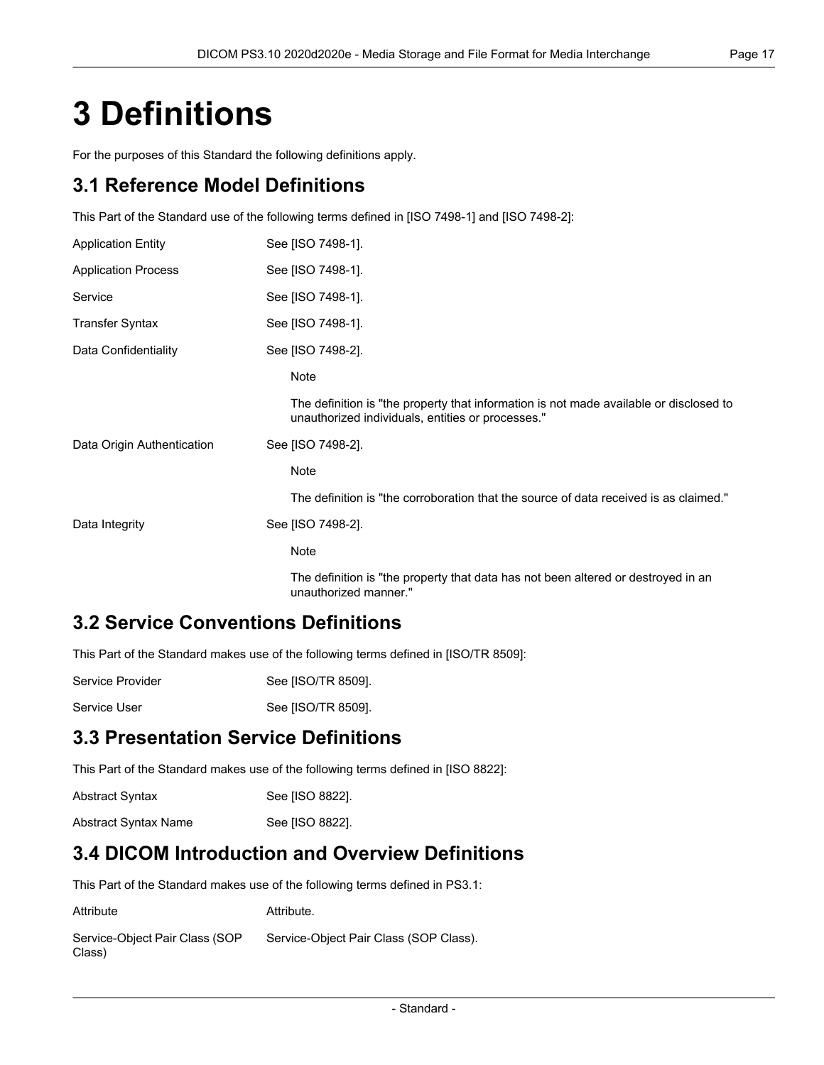# 3 Definitions

For the purposes of this Standard the following definitions apply.

## 3.1 Reference Model Definitions

This Part of the Standard use of the following terms defined in [ISO 7498-1] and [ISO 7498-2]:

**Application Entity**
See [ISO 7498-1].

**Application Process**
See [ISO 7498-1].

**Service**
See [ISO 7498-1].

**Transfer Syntax**
See [ISO 7498-1].

**Data Confidentiality**
See [ISO 7498-2].

> Note
>
> The definition is "the property that information is not made available or disclosed to unauthorized individuals, entities or processes."

**Data Origin Authentication**
See [ISO 7498-2].

> Note
>
> The definition is "the corroboration that the source of data received is as claimed."

**Data Integrity**
See [ISO 7498-2].

> Note
>
> The definition is "the property that data has not been altered or destroyed in an unauthorized manner."

## 3.2 Service Conventions Definitions

This Part of the Standard makes use of the following terms defined in [ISO/TR 8509]:

**Service Provider**
See [ISO/TR 8509].

**Service User**
See [ISO/TR 8509].

## 3.3 Presentation Service Definitions

This Part of the Standard makes use of the following terms defined in [ISO 8822]:

**Abstract Syntax**
See [ISO 8822].

**Abstract Syntax Name**
See [ISO 8822].

## 3.4 DICOM Introduction and Overview Definitions

This Part of the Standard makes use of the following terms defined in PS3.1:

**Attribute**
Attribute.

**Service-Object Pair Class (SOP Class)**
Service-Object Pair Class (SOP Class).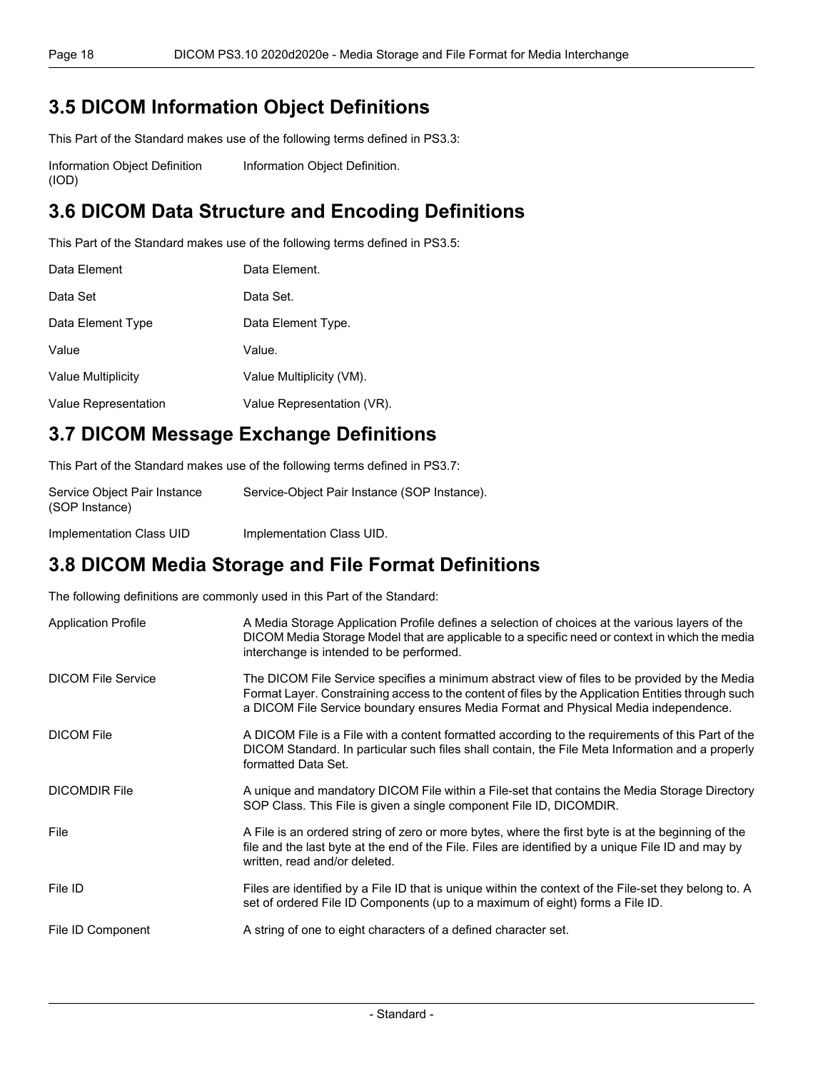## 3.5 DICOM Information Object Definitions

This Part of the Standard makes use of the following terms defined in PS3.3:

Information Object Definition (IOD)
: Information Object Definition.

## 3.6 DICOM Data Structure and Encoding Definitions

This Part of the Standard makes use of the following terms defined in PS3.5:

Data Element
: Data Element.

Data Set
: Data Set.

Data Element Type
: Data Element Type.

Value
: Value.

Value Multiplicity
: Value Multiplicity (VM).

Value Representation
: Value Representation (VR).

## 3.7 DICOM Message Exchange Definitions

This Part of the Standard makes use of the following terms defined in PS3.7:

Service Object Pair Instance (SOP Instance)
: Service-Object Pair Instance (SOP Instance).

Implementation Class UID
: Implementation Class UID.

## 3.8 DICOM Media Storage and File Format Definitions

The following definitions are commonly used in this Part of the Standard:

Application Profile
: A Media Storage Application Profile defines a selection of choices at the various layers of the DICOM Media Storage Model that are applicable to a specific need or context in which the media interchange is intended to be performed.

DICOM File Service
: The DICOM File Service specifies a minimum abstract view of files to be provided by the Media Format Layer. Constraining access to the content of files by the Application Entities through such a DICOM File Service boundary ensures Media Format and Physical Media independence.

DICOM File
: A DICOM File is a File with a content formatted according to the requirements of this Part of the DICOM Standard. In particular such files shall contain, the File Meta Information and a properly formatted Data Set.

DICOMDIR File
: A unique and mandatory DICOM File within a File-set that contains the Media Storage Directory SOP Class. This File is given a single component File ID, DICOMDIR.

File
: A File is an ordered string of zero or more bytes, where the first byte is at the beginning of the file and the last byte at the end of the File. Files are identified by a unique File ID and may by written, read and/or deleted.

File ID
: Files are identified by a File ID that is unique within the context of the File-set they belong to. A set of ordered File ID Components (up to a maximum of eight) forms a File ID.

File ID Component
: A string of one to eight characters of a defined character set.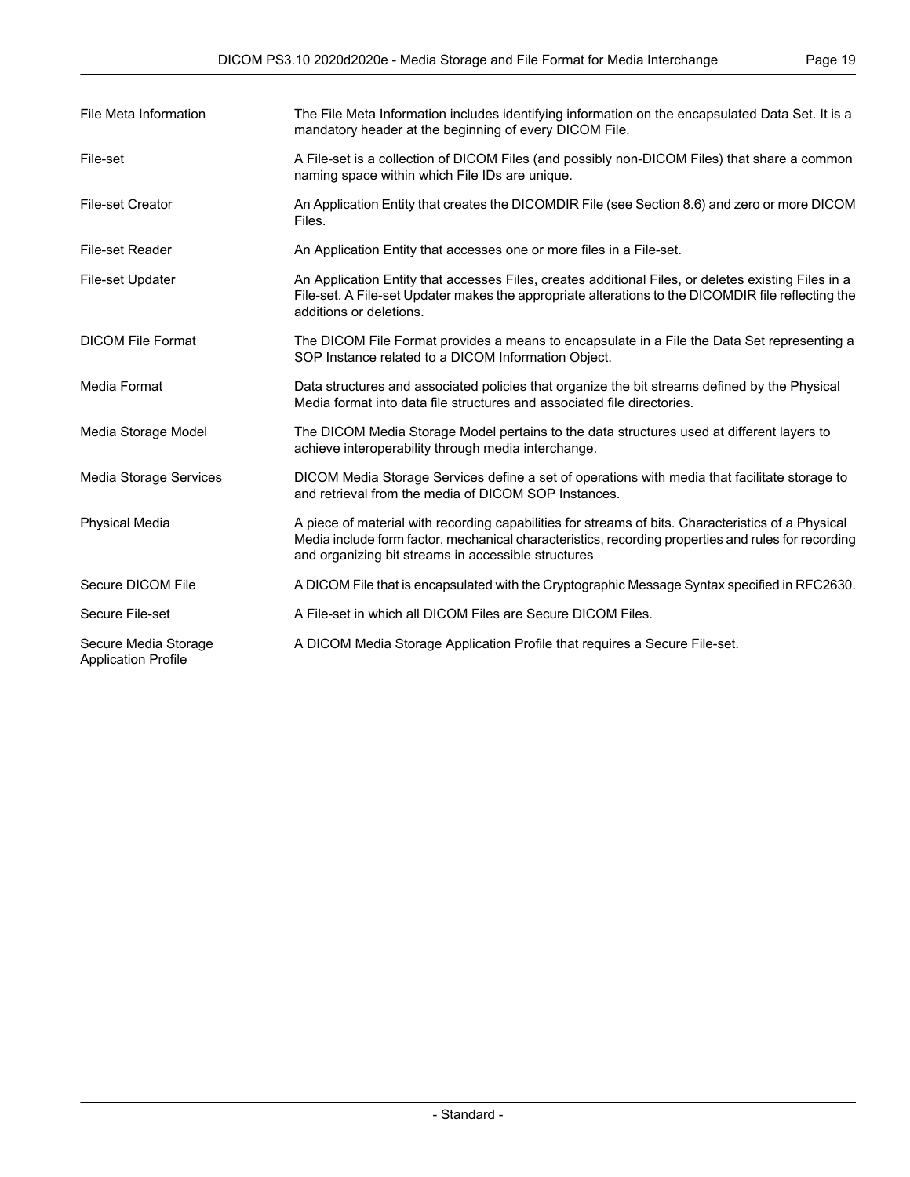File Meta Information
: The File Meta Information includes identifying information on the encapsulated Data Set. It is a mandatory header at the beginning of every DICOM File.

File-set
: A File-set is a collection of DICOM Files (and possibly non-DICOM Files) that share a common naming space within which File IDs are unique.

File-set Creator
: An Application Entity that creates the DICOMDIR File (see Section 8.6) and zero or more DICOM Files.

File-set Reader
: An Application Entity that accesses one or more files in a File-set.

File-set Updater
: An Application Entity that accesses Files, creates additional Files, or deletes existing Files in a File-set. A File-set Updater makes the appropriate alterations to the DICOMDIR file reflecting the additions or deletions.

DICOM File Format
: The DICOM File Format provides a means to encapsulate in a File the Data Set representing a SOP Instance related to a DICOM Information Object.

Media Format
: Data structures and associated policies that organize the bit streams defined by the Physical Media format into data file structures and associated file directories.

Media Storage Model
: The DICOM Media Storage Model pertains to the data structures used at different layers to achieve interoperability through media interchange.

Media Storage Services
: DICOM Media Storage Services define a set of operations with media that facilitate storage to and retrieval from the media of DICOM SOP Instances.

Physical Media
: A piece of material with recording capabilities for streams of bits. Characteristics of a Physical Media include form factor, mechanical characteristics, recording properties and rules for recording and organizing bit streams in accessible structures

Secure DICOM File
: A DICOM File that is encapsulated with the Cryptographic Message Syntax specified in RFC2630.

Secure File-set
: A File-set in which all DICOM Files are Secure DICOM Files.

Secure Media Storage Application Profile
: A DICOM Media Storage Application Profile that requires a Secure File-set.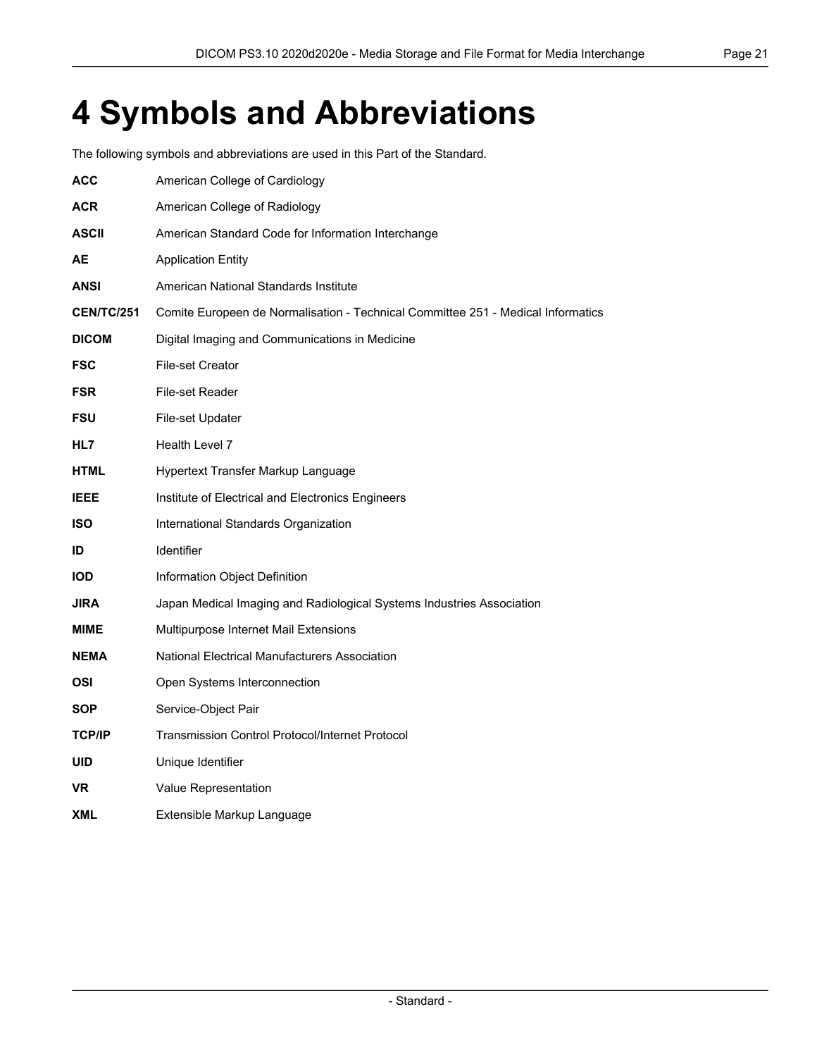# 4 Symbols and Abbreviations

The following symbols and abbreviations are used in this Part of the Standard.

**ACC** American College of Cardiology

**ACR** American College of Radiology

**ASCII** American Standard Code for Information Interchange

**AE** Application Entity

**ANSI** American National Standards Institute

**CEN/TC/251** Comite Europeen de Normalisation - Technical Committee 251 - Medical Informatics

**DICOM** Digital Imaging and Communications in Medicine

**FSC** File-set Creator

**FSR** File-set Reader

**FSU** File-set Updater

**HL7** Health Level 7

**HTML** Hypertext Transfer Markup Language

**IEEE** Institute of Electrical and Electronics Engineers

**ISO** International Standards Organization

**ID** Identifier

**IOD** Information Object Definition

**JIRA** Japan Medical Imaging and Radiological Systems Industries Association

**MIME** Multipurpose Internet Mail Extensions

**NEMA** National Electrical Manufacturers Association

**OSI** Open Systems Interconnection

**SOP** Service-Object Pair

**TCP/IP** Transmission Control Protocol/Internet Protocol

**UID** Unique Identifier

**VR** Value Representation

**XML** Extensible Markup Language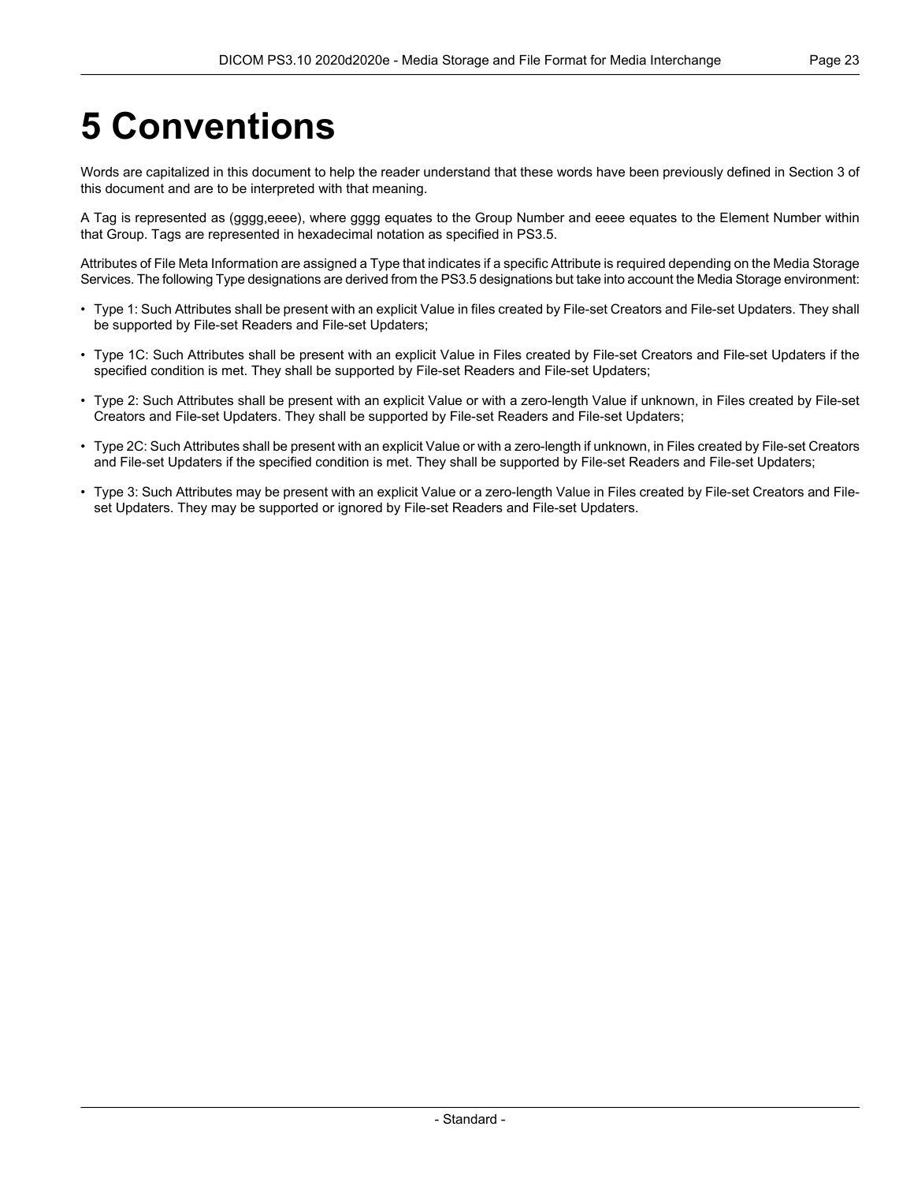# 5 Conventions

Words are capitalized in this document to help the reader understand that these words have been previously defined in Section 3 of this document and are to be interpreted with that meaning.

A Tag is represented as (gggg,eeee), where gggg equates to the Group Number and eeee equates to the Element Number within that Group. Tags are represented in hexadecimal notation as specified in PS3.5.

Attributes of File Meta Information are assigned a Type that indicates if a specific Attribute is required depending on the Media Storage Services. The following Type designations are derived from the PS3.5 designations but take into account the Media Storage environment:

- Type 1: Such Attributes shall be present with an explicit Value in files created by File-set Creators and File-set Updaters. They shall be supported by File-set Readers and File-set Updaters;
- Type 1C: Such Attributes shall be present with an explicit Value in Files created by File-set Creators and File-set Updaters if the specified condition is met. They shall be supported by File-set Readers and File-set Updaters;
- Type 2: Such Attributes shall be present with an explicit Value or with a zero-length Value if unknown, in Files created by File-set Creators and File-set Updaters. They shall be supported by File-set Readers and File-set Updaters;
- Type 2C: Such Attributes shall be present with an explicit Value or with a zero-length if unknown, in Files created by File-set Creators and File-set Updaters if the specified condition is met. They shall be supported by File-set Readers and File-set Updaters;
- Type 3: Such Attributes may be present with an explicit Value or a zero-length Value in Files created by File-set Creators and File-set Updaters. They may be supported or ignored by File-set Readers and File-set Updaters.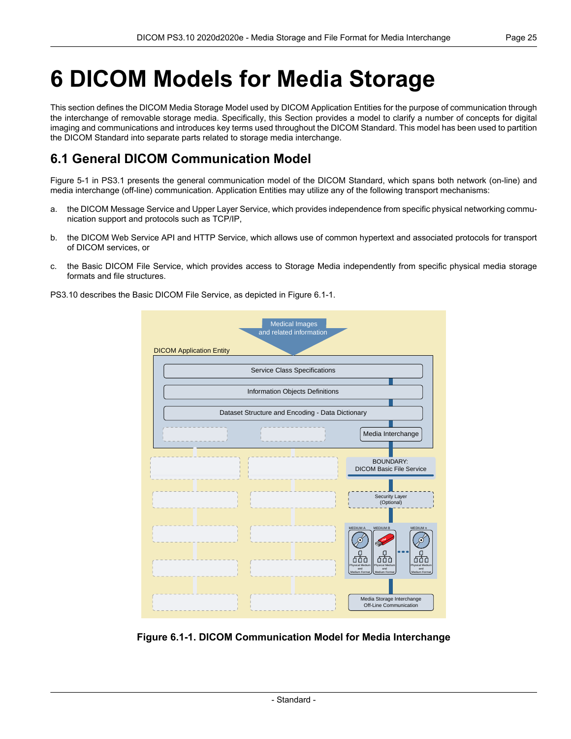# 6 DICOM Models for Media Storage

This section defines the DICOM Media Storage Model used by DICOM Application Entities for the purpose of communication through the interchange of removable storage media. Specifically, this Section provides a model to clarify a number of concepts for digital imaging and communications and introduces key terms used throughout the DICOM Standard. This model has been used to partition the DICOM Standard into separate parts related to storage media interchange.

## 6.1 General DICOM Communication Model

Figure 5-1 in PS3.1 presents the general communication model of the DICOM Standard, which spans both network (on-line) and media interchange (off-line) communication. Application Entities may utilize any of the following transport mechanisms:

a. the DICOM Message Service and Upper Layer Service, which provides independence from specific physical networking communication support and protocols such as TCP/IP,

b. the DICOM Web Service API and HTTP Service, which allows use of common hypertext and associated protocols for transport of DICOM services, or

c. the Basic DICOM File Service, which provides access to Storage Media independently from specific physical media storage formats and file structures.

PS3.10 describes the Basic DICOM File Service, as depicted in Figure 6.1-1.

**Figure 6.1-1. DICOM Communication Model for Media Interchange**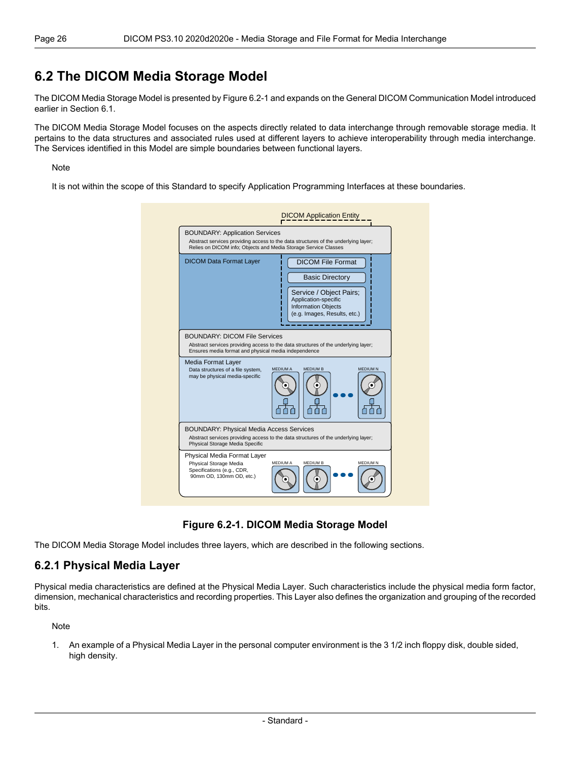## 6.2 The DICOM Media Storage Model

The DICOM Media Storage Model is presented by Figure 6.2-1 and expands on the General DICOM Communication Model introduced earlier in Section 6.1.

The DICOM Media Storage Model focuses on the aspects directly related to data interchange through removable storage media. It pertains to the data structures and associated rules used at different layers to achieve interoperability through media interchange. The Services identified in this Model are simple boundaries between functional layers.

Note

It is not within the scope of this Standard to specify Application Programming Interfaces at these boundaries.

**Figure 6.2-1. DICOM Media Storage Model**

The DICOM Media Storage Model includes three layers, which are described in the following sections.

### 6.2.1 Physical Media Layer

Physical media characteristics are defined at the Physical Media Layer. Such characteristics include the physical media form factor, dimension, mechanical characteristics and recording properties. This Layer also defines the organization and grouping of the recorded bits.

Note

1. An example of a Physical Media Layer in the personal computer environment is the 3 1/2 inch floppy disk, double sided, high density.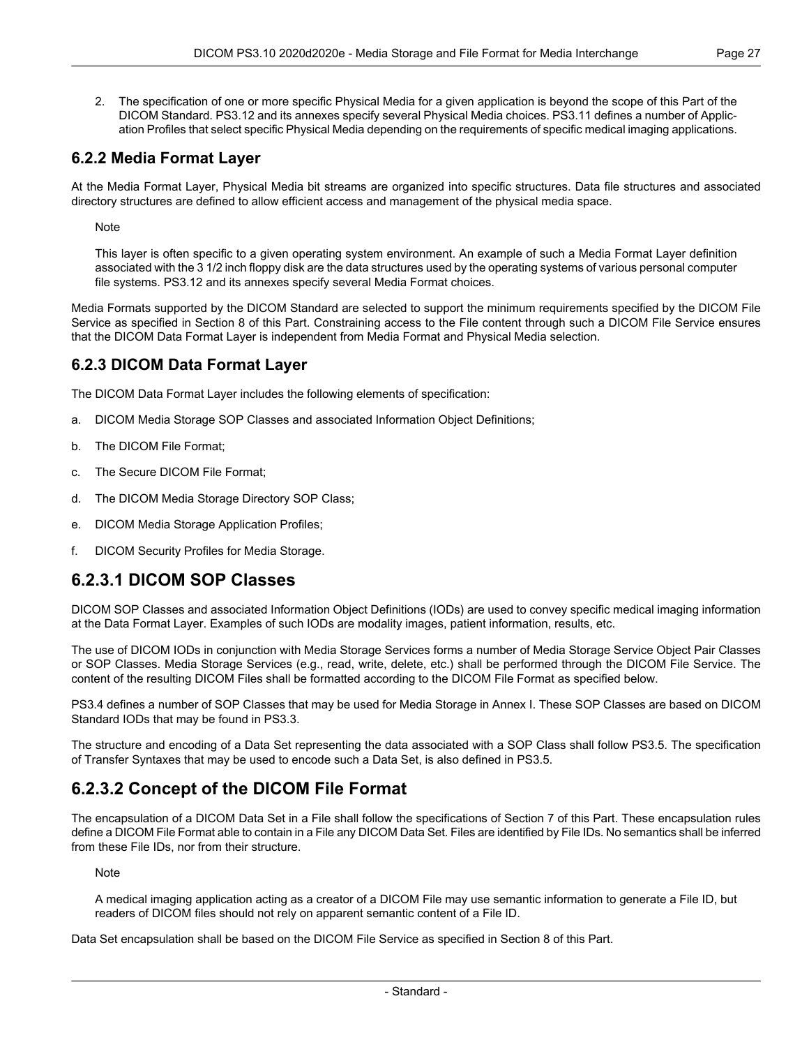2. The specification of one or more specific Physical Media for a given application is beyond the scope of this Part of the DICOM Standard. PS3.12 and its annexes specify several Physical Media choices. PS3.11 defines a number of Application Profiles that select specific Physical Media depending on the requirements of specific medical imaging applications.

### 6.2.2 Media Format Layer

At the Media Format Layer, Physical Media bit streams are organized into specific structures. Data file structures and associated directory structures are defined to allow efficient access and management of the physical media space.

Note

This layer is often specific to a given operating system environment. An example of such a Media Format Layer definition associated with the 3 1/2 inch floppy disk are the data structures used by the operating systems of various personal computer file systems. PS3.12 and its annexes specify several Media Format choices.

Media Formats supported by the DICOM Standard are selected to support the minimum requirements specified by the DICOM File Service as specified in Section 8 of this Part. Constraining access to the File content through such a DICOM File Service ensures that the DICOM Data Format Layer is independent from Media Format and Physical Media selection.

### 6.2.3 DICOM Data Format Layer

The DICOM Data Format Layer includes the following elements of specification:

a. DICOM Media Storage SOP Classes and associated Information Object Definitions;

b. The DICOM File Format;

c. The Secure DICOM File Format;

d. The DICOM Media Storage Directory SOP Class;

e. DICOM Media Storage Application Profiles;

f. DICOM Security Profiles for Media Storage.

## 6.2.3.1 DICOM SOP Classes

DICOM SOP Classes and associated Information Object Definitions (IODs) are used to convey specific medical imaging information at the Data Format Layer. Examples of such IODs are modality images, patient information, results, etc.

The use of DICOM IODs in conjunction with Media Storage Services forms a number of Media Storage Service Object Pair Classes or SOP Classes. Media Storage Services (e.g., read, write, delete, etc.) shall be performed through the DICOM File Service. The content of the resulting DICOM Files shall be formatted according to the DICOM File Format as specified below.

PS3.4 defines a number of SOP Classes that may be used for Media Storage in Annex I. These SOP Classes are based on DICOM Standard IODs that may be found in PS3.3.

The structure and encoding of a Data Set representing the data associated with a SOP Class shall follow PS3.5. The specification of Transfer Syntaxes that may be used to encode such a Data Set, is also defined in PS3.5.

## 6.2.3.2 Concept of the DICOM File Format

The encapsulation of a DICOM Data Set in a File shall follow the specifications of Section 7 of this Part. These encapsulation rules define a DICOM File Format able to contain in a File any DICOM Data Set. Files are identified by File IDs. No semantics shall be inferred from these File IDs, nor from their structure.

Note

A medical imaging application acting as a creator of a DICOM File may use semantic information to generate a File ID, but readers of DICOM files should not rely on apparent semantic content of a File ID.

Data Set encapsulation shall be based on the DICOM File Service as specified in Section 8 of this Part.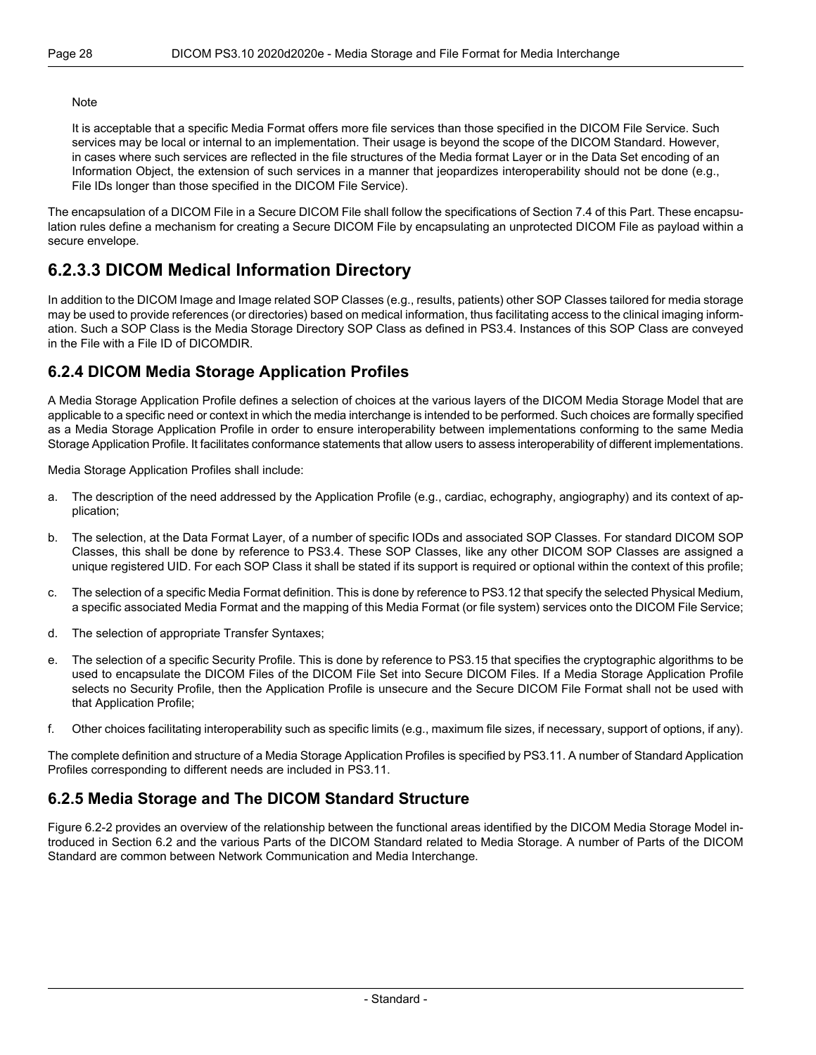Note

It is acceptable that a specific Media Format offers more file services than those specified in the DICOM File Service. Such services may be local or internal to an implementation. Their usage is beyond the scope of the DICOM Standard. However, in cases where such services are reflected in the file structures of the Media format Layer or in the Data Set encoding of an Information Object, the extension of such services in a manner that jeopardizes interoperability should not be done (e.g., File IDs longer than those specified in the DICOM File Service).

The encapsulation of a DICOM File in a Secure DICOM File shall follow the specifications of Section 7.4 of this Part. These encapsulation rules define a mechanism for creating a Secure DICOM File by encapsulating an unprotected DICOM File as payload within a secure envelope.

### 6.2.3.3 DICOM Medical Information Directory

In addition to the DICOM Image and Image related SOP Classes (e.g., results, patients) other SOP Classes tailored for media storage may be used to provide references (or directories) based on medical information, thus facilitating access to the clinical imaging information. Such a SOP Class is the Media Storage Directory SOP Class as defined in PS3.4. Instances of this SOP Class are conveyed in the File with a File ID of DICOMDIR.

## 6.2.4 DICOM Media Storage Application Profiles

A Media Storage Application Profile defines a selection of choices at the various layers of the DICOM Media Storage Model that are applicable to a specific need or context in which the media interchange is intended to be performed. Such choices are formally specified as a Media Storage Application Profile in order to ensure interoperability between implementations conforming to the same Media Storage Application Profile. It facilitates conformance statements that allow users to assess interoperability of different implementations.

Media Storage Application Profiles shall include:

a. The description of the need addressed by the Application Profile (e.g., cardiac, echography, angiography) and its context of application;

b. The selection, at the Data Format Layer, of a number of specific IODs and associated SOP Classes. For standard DICOM SOP Classes, this shall be done by reference to PS3.4. These SOP Classes, like any other DICOM SOP Classes are assigned a unique registered UID. For each SOP Class it shall be stated if its support is required or optional within the context of this profile;

c. The selection of a specific Media Format definition. This is done by reference to PS3.12 that specify the selected Physical Medium, a specific associated Media Format and the mapping of this Media Format (or file system) services onto the DICOM File Service;

d. The selection of appropriate Transfer Syntaxes;

e. The selection of a specific Security Profile. This is done by reference to PS3.15 that specifies the cryptographic algorithms to be used to encapsulate the DICOM Files of the DICOM File Set into Secure DICOM Files. If a Media Storage Application Profile selects no Security Profile, then the Application Profile is unsecure and the Secure DICOM File Format shall not be used with that Application Profile;

f. Other choices facilitating interoperability such as specific limits (e.g., maximum file sizes, if necessary, support of options, if any).

The complete definition and structure of a Media Storage Application Profiles is specified by PS3.11. A number of Standard Application Profiles corresponding to different needs are included in PS3.11.

## 6.2.5 Media Storage and The DICOM Standard Structure

Figure 6.2-2 provides an overview of the relationship between the functional areas identified by the DICOM Media Storage Model introduced in Section 6.2 and the various Parts of the DICOM Standard related to Media Storage. A number of Parts of the DICOM Standard are common between Network Communication and Media Interchange.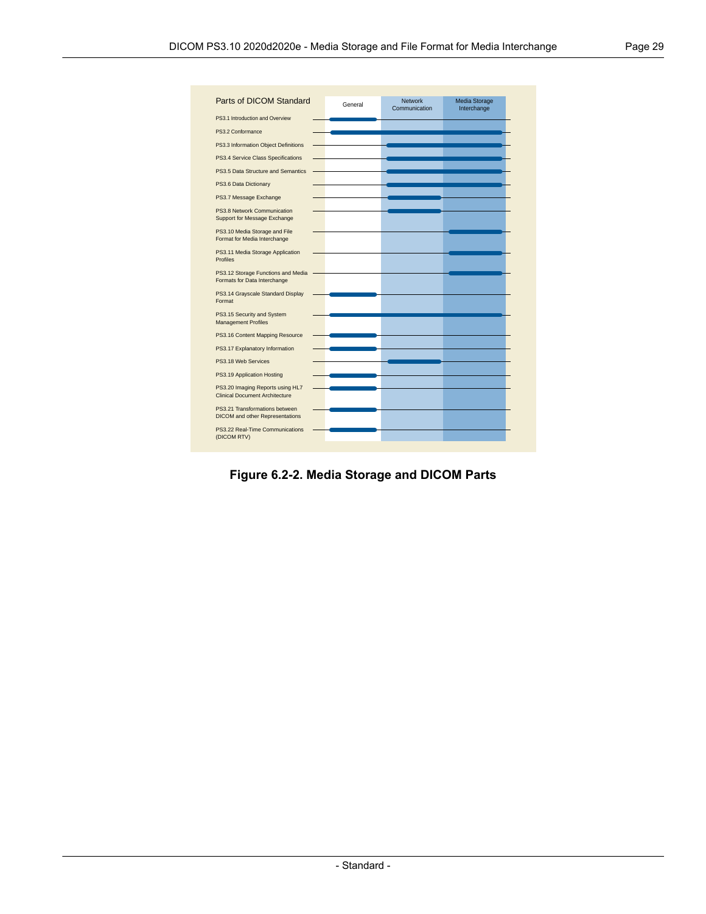| Parts of DICOM Standard | General | Network Communication | Media Storage Interchange |
|---|---|---|---|
| PS3.1 Introduction and Overview | X | | |
| PS3.2 Conformance | X | X | X |
| PS3.3 Information Object Definitions | | X | X |
| PS3.4 Service Class Specifications | | X | X |
| PS3.5 Data Structure and Semantics | | X | X |
| PS3.6 Data Dictionary | | X | X |
| PS3.7 Message Exchange | | X | |
| PS3.8 Network Communication Support for Message Exchange | | X | |
| PS3.10 Media Storage and File Format for Media Interchange | | | X |
| PS3.11 Media Storage Application Profiles | | | X |
| PS3.12 Storage Functions and Media Formats for Data Interchange | | | X |
| PS3.14 Grayscale Standard Display Format | X | | |
| PS3.15 Security and System Management Profiles | X | X | X |
| PS3.16 Content Mapping Resource | X | | |
| PS3.17 Explanatory Information | X | | |
| PS3.18 Web Services | | X | |
| PS3.19 Application Hosting | X | | |
| PS3.20 Imaging Reports using HL7 Clinical Document Architecture | X | | |
| PS3.21 Transformations between DICOM and other Representations | X | | |
| PS3.22 Real-Time Communications (DICOM RTV) | X | | |

**Figure 6.2-2. Media Storage and DICOM Parts**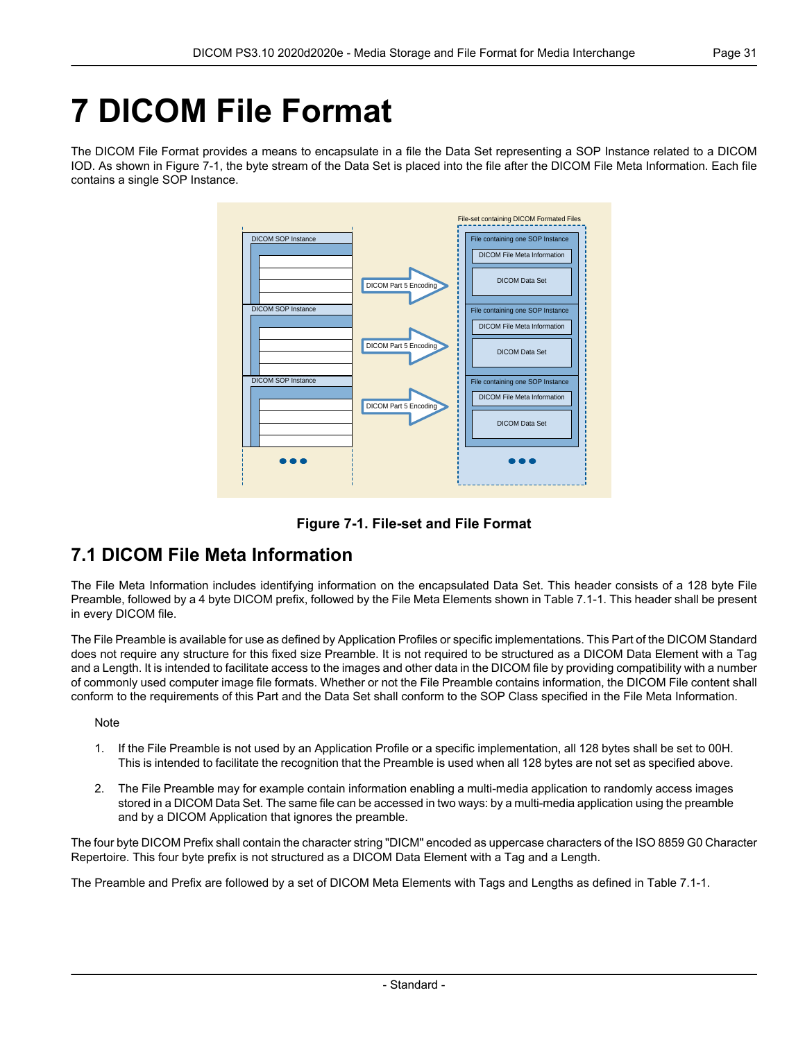# 7 DICOM File Format

The DICOM File Format provides a means to encapsulate in a file the Data Set representing a SOP Instance related to a DICOM IOD. As shown in Figure 7-1, the byte stream of the Data Set is placed into the file after the DICOM File Meta Information. Each file contains a single SOP Instance.

**Figure 7-1. File-set and File Format**

## 7.1 DICOM File Meta Information

The File Meta Information includes identifying information on the encapsulated Data Set. This header consists of a 128 byte File Preamble, followed by a 4 byte DICOM prefix, followed by the File Meta Elements shown in Table 7.1-1. This header shall be present in every DICOM file.

The File Preamble is available for use as defined by Application Profiles or specific implementations. This Part of the DICOM Standard does not require any structure for this fixed size Preamble. It is not required to be structured as a DICOM Data Element with a Tag and a Length. It is intended to facilitate access to the images and other data in the DICOM file by providing compatibility with a number of commonly used computer image file formats. Whether or not the File Preamble contains information, the DICOM File content shall conform to the requirements of this Part and the Data Set shall conform to the SOP Class specified in the File Meta Information.

Note

1. If the File Preamble is not used by an Application Profile or a specific implementation, all 128 bytes shall be set to 00H. This is intended to facilitate the recognition that the Preamble is used when all 128 bytes are not set as specified above.

2. The File Preamble may for example contain information enabling a multi-media application to randomly access images stored in a DICOM Data Set. The same file can be accessed in two ways: by a multi-media application using the preamble and by a DICOM Application that ignores the preamble.

The four byte DICOM Prefix shall contain the character string "DICM" encoded as uppercase characters of the ISO 8859 G0 Character Repertoire. This four byte prefix is not structured as a DICOM Data Element with a Tag and a Length.

The Preamble and Prefix are followed by a set of DICOM Meta Elements with Tags and Lengths as defined in Table 7.1-1.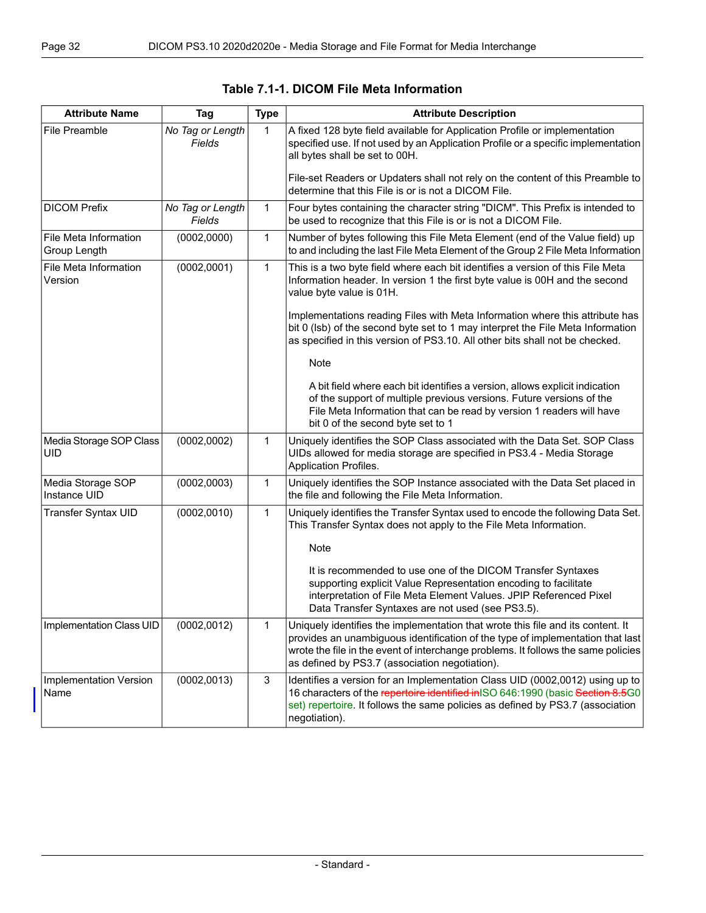**Table 7.1-1. DICOM File Meta Information**

| Attribute Name | Tag | Type | Attribute Description |
|---|---|---|---|
| File Preamble | *No Tag or Length Fields* | 1 | A fixed 128 byte field available for Application Profile or implementation specified use. If not used by an Application Profile or a specific implementation all bytes shall be set to 00H.<br><br>File-set Readers or Updaters shall not rely on the content of this Preamble to determine that this File is or is not a DICOM File. |
| DICOM Prefix | *No Tag or Length Fields* | 1 | Four bytes containing the character string "DICM". This Prefix is intended to be used to recognize that this File is or is not a DICOM File. |
| File Meta Information Group Length | (0002,0000) | 1 | Number of bytes following this File Meta Element (end of the Value field) up to and including the last File Meta Element of the Group 2 File Meta Information |
| File Meta Information Version | (0002,0001) | 1 | This is a two byte field where each bit identifies a version of this File Meta Information header. In version 1 the first byte value is 00H and the second value byte value is 01H.<br><br>Implementations reading Files with Meta Information where this attribute has bit 0 (lsb) of the second byte set to 1 may interpret the File Meta Information as specified in this version of PS3.10. All other bits shall not be checked.<br><br>Note<br><br>A bit field where each bit identifies a version, allows explicit indication of the support of multiple previous versions. Future versions of the File Meta Information that can be read by version 1 readers will have bit 0 of the second byte set to 1 |
| Media Storage SOP Class UID | (0002,0002) | 1 | Uniquely identifies the SOP Class associated with the Data Set. SOP Class UIDs allowed for media storage are specified in PS3.4 - Media Storage Application Profiles. |
| Media Storage SOP Instance UID | (0002,0003) | 1 | Uniquely identifies the SOP Instance associated with the Data Set placed in the file and following the File Meta Information. |
| Transfer Syntax UID | (0002,0010) | 1 | Uniquely identifies the Transfer Syntax used to encode the following Data Set. This Transfer Syntax does not apply to the File Meta Information.<br><br>Note<br><br>It is recommended to use one of the DICOM Transfer Syntaxes supporting explicit Value Representation encoding to facilitate interpretation of File Meta Element Values. JPIP Referenced Pixel Data Transfer Syntaxes are not used (see PS3.5). |
| Implementation Class UID | (0002,0012) | 1 | Uniquely identifies the implementation that wrote this file and its content. It provides an unambiguous identification of the type of implementation that last wrote the file in the event of interchange problems. It follows the same policies as defined by PS3.7 (association negotiation). |
| Implementation Version Name | (0002,0013) | 3 | Identifies a version for an Implementation Class UID (0002,0012) using up to 16 characters of the ~~repertoire identified in~~ISO 646:1990 (basic ~~Section 8.5~~G0 set) repertoire. It follows the same policies as defined by PS3.7 (association negotiation). |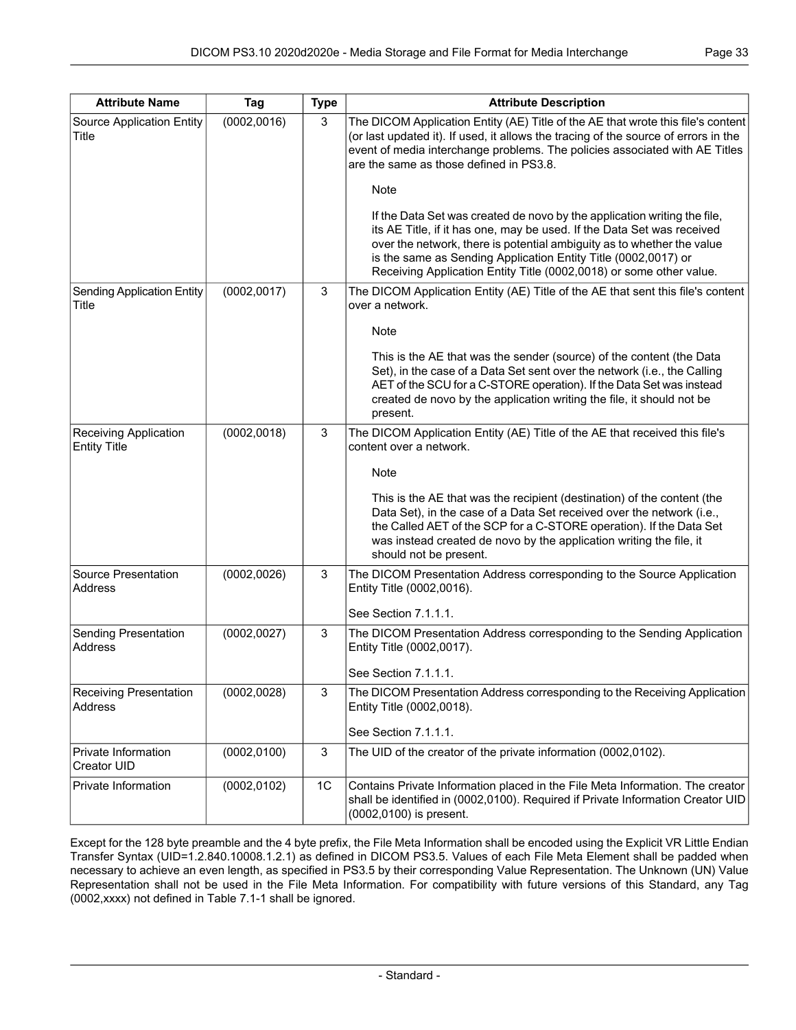| Attribute Name | Tag | Type | Attribute Description |
|---|---|---|---|
| Source Application Entity Title | (0002,0016) | 3 | The DICOM Application Entity (AE) Title of the AE that wrote this file's content (or last updated it). If used, it allows the tracing of the source of errors in the event of media interchange problems. The policies associated with AE Titles are the same as those defined in PS3.8. <br><br> Note <br><br> If the Data Set was created de novo by the application writing the file, its AE Title, if it has one, may be used. If the Data Set was received over the network, there is potential ambiguity as to whether the value is the same as Sending Application Entity Title (0002,0017) or Receiving Application Entity Title (0002,0018) or some other value. |
| Sending Application Entity Title | (0002,0017) | 3 | The DICOM Application Entity (AE) Title of the AE that sent this file's content over a network. <br><br> Note <br><br> This is the AE that was the sender (source) of the content (the Data Set), in the case of a Data Set sent over the network (i.e., the Calling AET of the SCU for a C-STORE operation). If the Data Set was instead created de novo by the application writing the file, it should not be present. |
| Receiving Application Entity Title | (0002,0018) | 3 | The DICOM Application Entity (AE) Title of the AE that received this file's content over a network. <br><br> Note <br><br> This is the AE that was the recipient (destination) of the content (the Data Set), in the case of a Data Set received over the network (i.e., the Called AET of the SCP for a C-STORE operation). If the Data Set was instead created de novo by the application writing the file, it should not be present. |
| Source Presentation Address | (0002,0026) | 3 | The DICOM Presentation Address corresponding to the Source Application Entity Title (0002,0016). <br><br> See Section 7.1.1.1. |
| Sending Presentation Address | (0002,0027) | 3 | The DICOM Presentation Address corresponding to the Sending Application Entity Title (0002,0017). <br><br> See Section 7.1.1.1. |
| Receiving Presentation Address | (0002,0028) | 3 | The DICOM Presentation Address corresponding to the Receiving Application Entity Title (0002,0018). <br><br> See Section 7.1.1.1. |
| Private Information Creator UID | (0002,0100) | 3 | The UID of the creator of the private information (0002,0102). |
| Private Information | (0002,0102) | 1C | Contains Private Information placed in the File Meta Information. The creator shall be identified in (0002,0100). Required if Private Information Creator UID (0002,0100) is present. |

Except for the 128 byte preamble and the 4 byte prefix, the File Meta Information shall be encoded using the Explicit VR Little Endian Transfer Syntax (UID=1.2.840.10008.1.2.1) as defined in DICOM PS3.5. Values of each File Meta Element shall be padded when necessary to achieve an even length, as specified in PS3.5 by their corresponding Value Representation. The Unknown (UN) Value Representation shall not be used in the File Meta Information. For compatibility with future versions of this Standard, any Tag (0002,xxxx) not defined in Table 7.1-1 shall be ignored.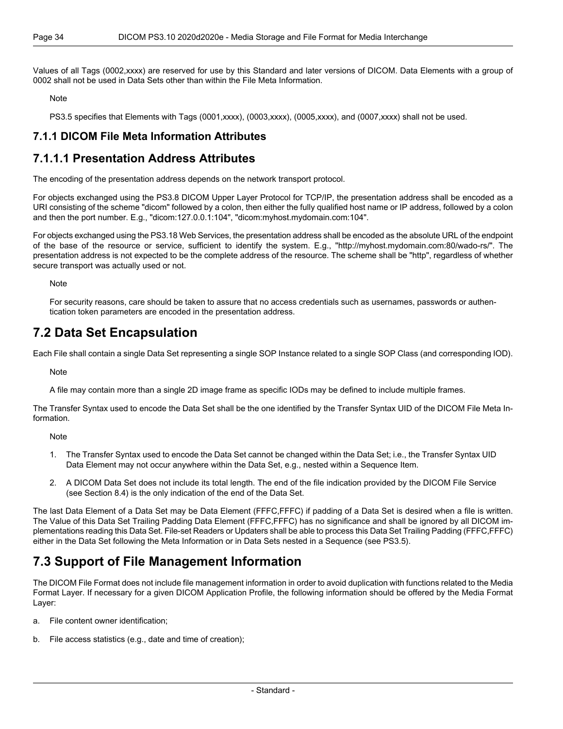Values of all Tags (0002,xxxx) are reserved for use by this Standard and later versions of DICOM. Data Elements with a group of 0002 shall not be used in Data Sets other than within the File Meta Information.

Note

PS3.5 specifies that Elements with Tags (0001,xxxx), (0003,xxxx), (0005,xxxx), and (0007,xxxx) shall not be used.

### 7.1.1 DICOM File Meta Information Attributes

### 7.1.1.1 Presentation Address Attributes

The encoding of the presentation address depends on the network transport protocol.

For objects exchanged using the PS3.8 DICOM Upper Layer Protocol for TCP/IP, the presentation address shall be encoded as a URI consisting of the scheme "dicom" followed by a colon, then either the fully qualified host name or IP address, followed by a colon and then the port number. E.g., "dicom:127.0.0.1:104", "dicom:myhost.mydomain.com:104".

For objects exchanged using the PS3.18 Web Services, the presentation address shall be encoded as the absolute URL of the endpoint of the base of the resource or service, sufficient to identify the system. E.g., "http://myhost.mydomain.com:80/wado-rs/". The presentation address is not expected to be the complete address of the resource. The scheme shall be "http", regardless of whether secure transport was actually used or not.

Note

For security reasons, care should be taken to assure that no access credentials such as usernames, passwords or authentication token parameters are encoded in the presentation address.

## 7.2 Data Set Encapsulation

Each File shall contain a single Data Set representing a single SOP Instance related to a single SOP Class (and corresponding IOD).

Note

A file may contain more than a single 2D image frame as specific IODs may be defined to include multiple frames.

The Transfer Syntax used to encode the Data Set shall be the one identified by the Transfer Syntax UID of the DICOM File Meta Information.

Note

1. The Transfer Syntax used to encode the Data Set cannot be changed within the Data Set; i.e., the Transfer Syntax UID Data Element may not occur anywhere within the Data Set, e.g., nested within a Sequence Item.
2. A DICOM Data Set does not include its total length. The end of the file indication provided by the DICOM File Service (see Section 8.4) is the only indication of the end of the Data Set.

The last Data Element of a Data Set may be Data Element (FFFC,FFFC) if padding of a Data Set is desired when a file is written. The Value of this Data Set Trailing Padding Data Element (FFFC,FFFC) has no significance and shall be ignored by all DICOM implementations reading this Data Set. File-set Readers or Updaters shall be able to process this Data Set Trailing Padding (FFFC,FFFC) either in the Data Set following the Meta Information or in Data Sets nested in a Sequence (see PS3.5).

## 7.3 Support of File Management Information

The DICOM File Format does not include file management information in order to avoid duplication with functions related to the Media Format Layer. If necessary for a given DICOM Application Profile, the following information should be offered by the Media Format Layer:

a. File content owner identification;

b. File access statistics (e.g., date and time of creation);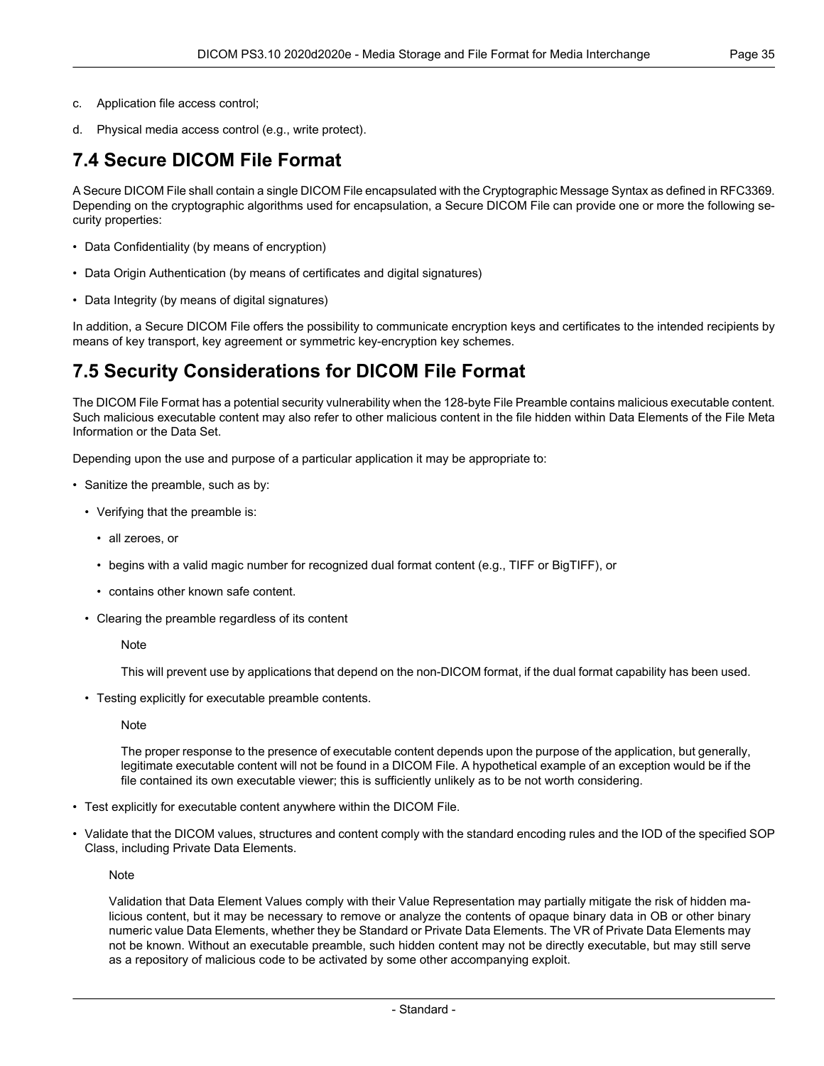c. Application file access control;

d. Physical media access control (e.g., write protect).

## 7.4 Secure DICOM File Format

A Secure DICOM File shall contain a single DICOM File encapsulated with the Cryptographic Message Syntax as defined in RFC3369. Depending on the cryptographic algorithms used for encapsulation, a Secure DICOM File can provide one or more the following security properties:

- Data Confidentiality (by means of encryption)
- Data Origin Authentication (by means of certificates and digital signatures)
- Data Integrity (by means of digital signatures)

In addition, a Secure DICOM File offers the possibility to communicate encryption keys and certificates to the intended recipients by means of key transport, key agreement or symmetric key-encryption key schemes.

## 7.5 Security Considerations for DICOM File Format

The DICOM File Format has a potential security vulnerability when the 128-byte File Preamble contains malicious executable content. Such malicious executable content may also refer to other malicious content in the file hidden within Data Elements of the File Meta Information or the Data Set.

Depending upon the use and purpose of a particular application it may be appropriate to:

- Sanitize the preamble, such as by:
  - Verifying that the preamble is:
    - all zeroes, or
    - begins with a valid magic number for recognized dual format content (e.g., TIFF or BigTIFF), or
    - contains other known safe content.
  - Clearing the preamble regardless of its content

    Note

    This will prevent use by applications that depend on the non-DICOM format, if the dual format capability has been used.

  - Testing explicitly for executable preamble contents.

    Note

    The proper response to the presence of executable content depends upon the purpose of the application, but generally, legitimate executable content will not be found in a DICOM File. A hypothetical example of an exception would be if the file contained its own executable viewer; this is sufficiently unlikely as to be not worth considering.

- Test explicitly for executable content anywhere within the DICOM File.
- Validate that the DICOM values, structures and content comply with the standard encoding rules and the IOD of the specified SOP Class, including Private Data Elements.

  Note

  Validation that Data Element Values comply with their Value Representation may partially mitigate the risk of hidden malicious content, but it may be necessary to remove or analyze the contents of opaque binary data in OB or other binary numeric value Data Elements, whether they be Standard or Private Data Elements. The VR of Private Data Elements may not be known. Without an executable preamble, such hidden content may not be directly executable, but may still serve as a repository of malicious code to be activated by some other accompanying exploit.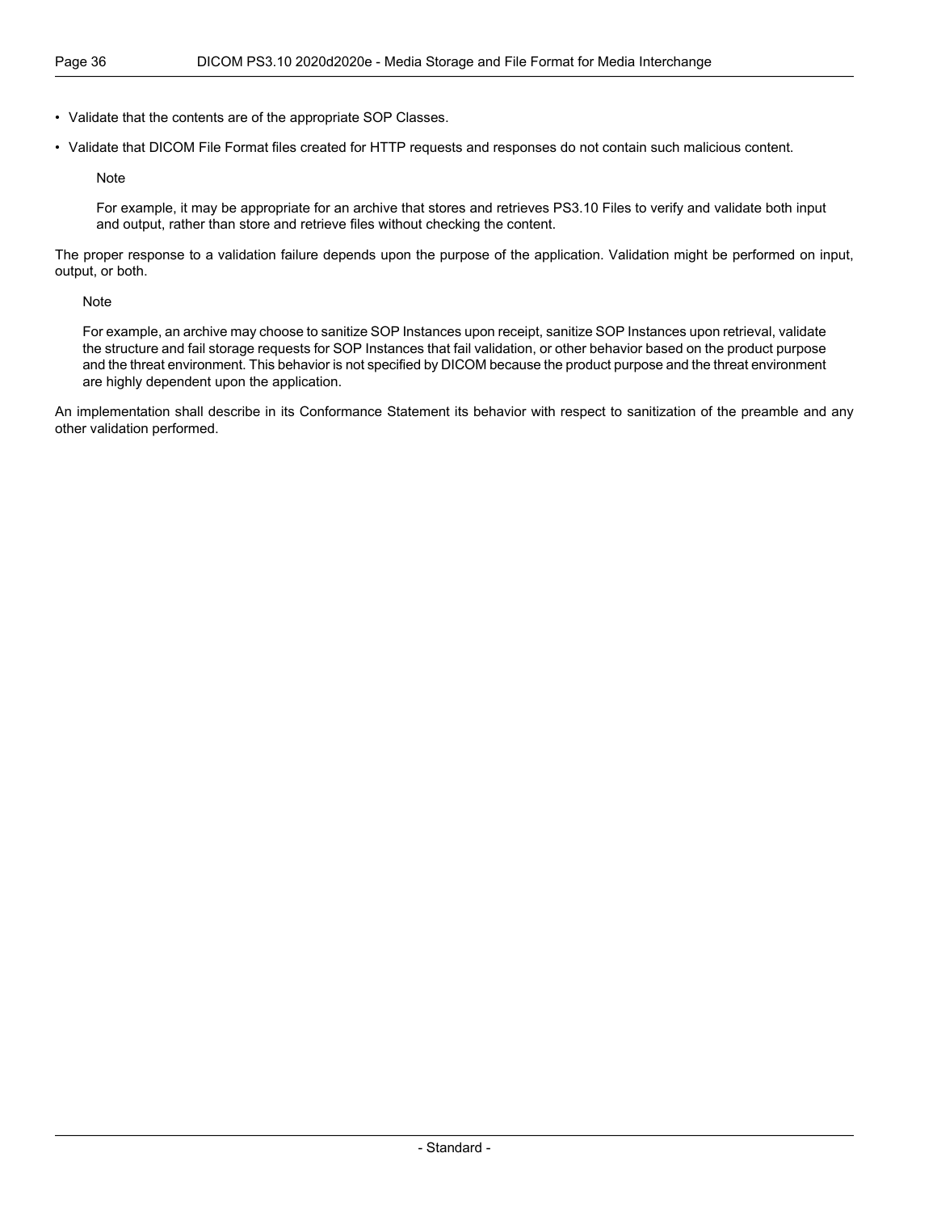- Validate that the contents are of the appropriate SOP Classes.
- Validate that DICOM File Format files created for HTTP requests and responses do not contain such malicious content.

> Note
>
> For example, it may be appropriate for an archive that stores and retrieves PS3.10 Files to verify and validate both input and output, rather than store and retrieve files without checking the content.

The proper response to a validation failure depends upon the purpose of the application. Validation might be performed on input, output, or both.

> Note
>
> For example, an archive may choose to sanitize SOP Instances upon receipt, sanitize SOP Instances upon retrieval, validate the structure and fail storage requests for SOP Instances that fail validation, or other behavior based on the product purpose and the threat environment. This behavior is not specified by DICOM because the product purpose and the threat environment are highly dependent upon the application.

An implementation shall describe in its Conformance Statement its behavior with respect to sanitization of the preamble and any other validation performed.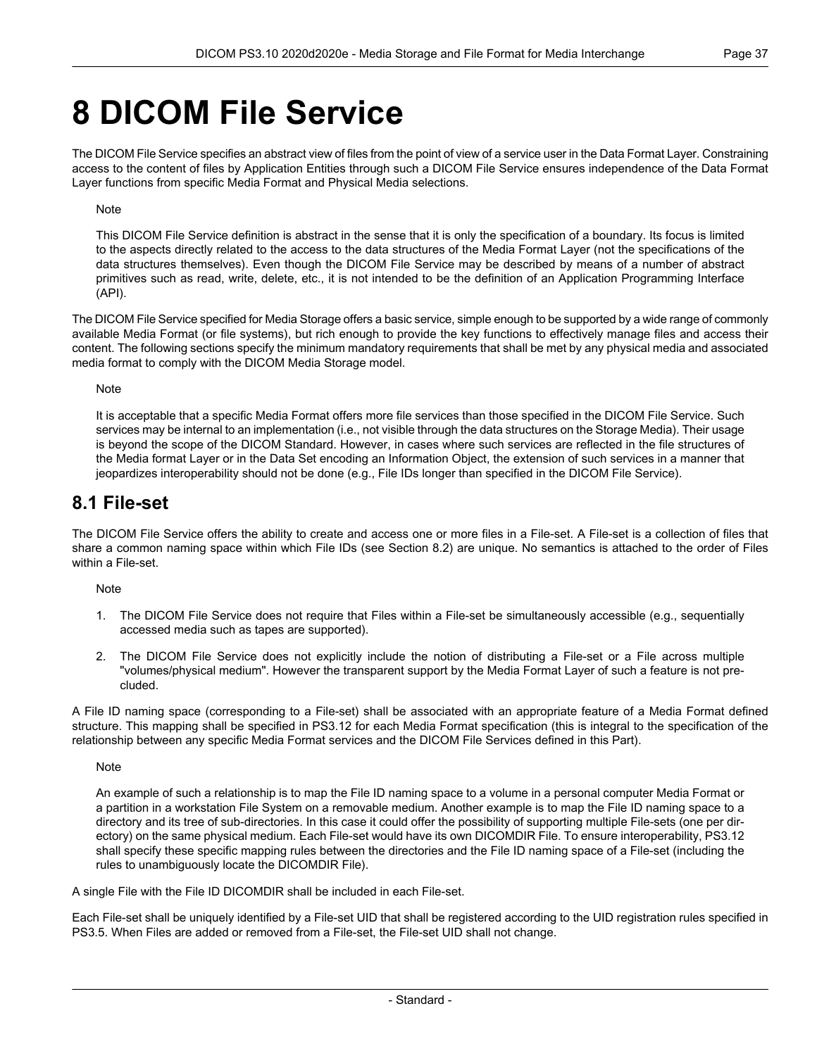# 8 DICOM File Service

The DICOM File Service specifies an abstract view of files from the point of view of a service user in the Data Format Layer. Constraining access to the content of files by Application Entities through such a DICOM File Service ensures independence of the Data Format Layer functions from specific Media Format and Physical Media selections.

Note

This DICOM File Service definition is abstract in the sense that it is only the specification of a boundary. Its focus is limited to the aspects directly related to the access to the data structures of the Media Format Layer (not the specifications of the data structures themselves). Even though the DICOM File Service may be described by means of a number of abstract primitives such as read, write, delete, etc., it is not intended to be the definition of an Application Programming Interface (API).

The DICOM File Service specified for Media Storage offers a basic service, simple enough to be supported by a wide range of commonly available Media Format (or file systems), but rich enough to provide the key functions to effectively manage files and access their content. The following sections specify the minimum mandatory requirements that shall be met by any physical media and associated media format to comply with the DICOM Media Storage model.

Note

It is acceptable that a specific Media Format offers more file services than those specified in the DICOM File Service. Such services may be internal to an implementation (i.e., not visible through the data structures on the Storage Media). Their usage is beyond the scope of the DICOM Standard. However, in cases where such services are reflected in the file structures of the Media format Layer or in the Data Set encoding an Information Object, the extension of such services in a manner that jeopardizes interoperability should not be done (e.g., File IDs longer than specified in the DICOM File Service).

## 8.1 File-set

The DICOM File Service offers the ability to create and access one or more files in a File-set. A File-set is a collection of files that share a common naming space within which File IDs (see Section 8.2) are unique. No semantics is attached to the order of Files within a File-set.

Note

1. The DICOM File Service does not require that Files within a File-set be simultaneously accessible (e.g., sequentially accessed media such as tapes are supported).
2. The DICOM File Service does not explicitly include the notion of distributing a File-set or a File across multiple "volumes/physical medium". However the transparent support by the Media Format Layer of such a feature is not precluded.

A File ID naming space (corresponding to a File-set) shall be associated with an appropriate feature of a Media Format defined structure. This mapping shall be specified in PS3.12 for each Media Format specification (this is integral to the specification of the relationship between any specific Media Format services and the DICOM File Services defined in this Part).

Note

An example of such a relationship is to map the File ID naming space to a volume in a personal computer Media Format or a partition in a workstation File System on a removable medium. Another example is to map the File ID naming space to a directory and its tree of sub-directories. In this case it could offer the possibility of supporting multiple File-sets (one per directory) on the same physical medium. Each File-set would have its own DICOMDIR File. To ensure interoperability, PS3.12 shall specify these specific mapping rules between the directories and the File ID naming space of a File-set (including the rules to unambiguously locate the DICOMDIR File).

A single File with the File ID DICOMDIR shall be included in each File-set.

Each File-set shall be uniquely identified by a File-set UID that shall be registered according to the UID registration rules specified in PS3.5. When Files are added or removed from a File-set, the File-set UID shall not change.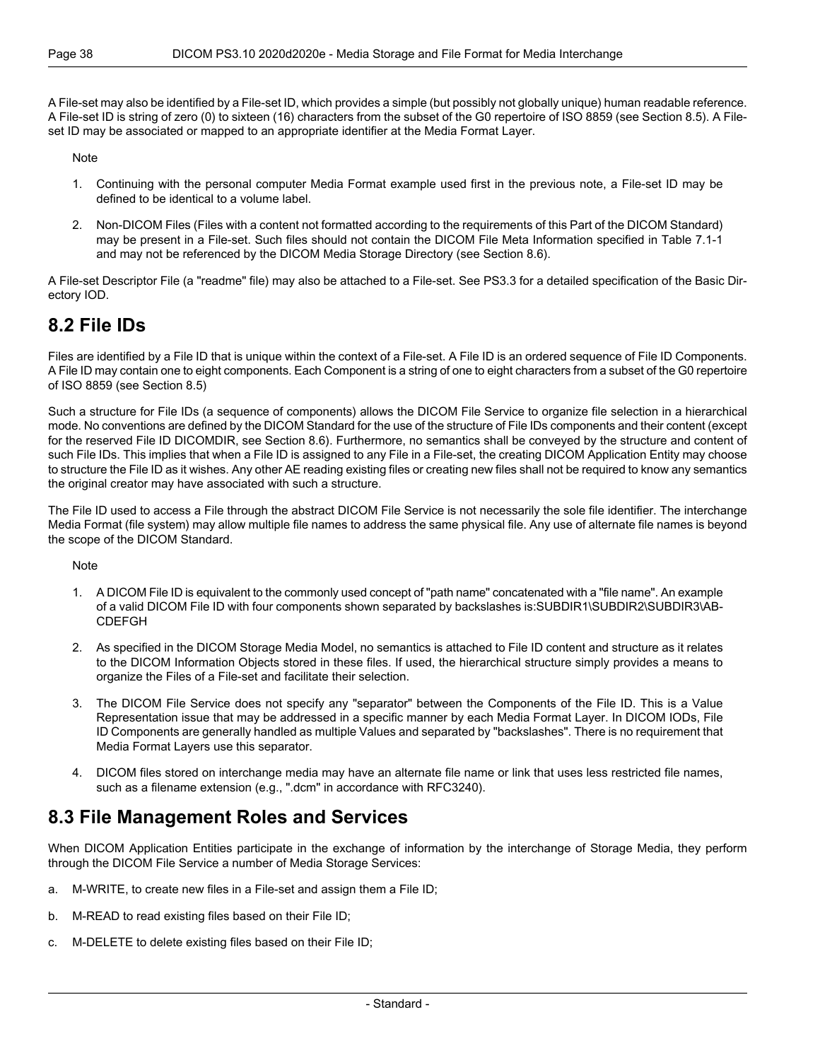A File-set may also be identified by a File-set ID, which provides a simple (but possibly not globally unique) human readable reference. A File-set ID is string of zero (0) to sixteen (16) characters from the subset of the G0 repertoire of ISO 8859 (see Section 8.5). A File-set ID may be associated or mapped to an appropriate identifier at the Media Format Layer.

Note

1. Continuing with the personal computer Media Format example used first in the previous note, a File-set ID may be defined to be identical to a volume label.
2. Non-DICOM Files (Files with a content not formatted according to the requirements of this Part of the DICOM Standard) may be present in a File-set. Such files should not contain the DICOM File Meta Information specified in Table 7.1-1 and may not be referenced by the DICOM Media Storage Directory (see Section 8.6).

A File-set Descriptor File (a "readme" file) may also be attached to a File-set. See PS3.3 for a detailed specification of the Basic Directory IOD.

## 8.2 File IDs

Files are identified by a File ID that is unique within the context of a File-set. A File ID is an ordered sequence of File ID Components. A File ID may contain one to eight components. Each Component is a string of one to eight characters from a subset of the G0 repertoire of ISO 8859 (see Section 8.5)

Such a structure for File IDs (a sequence of components) allows the DICOM File Service to organize file selection in a hierarchical mode. No conventions are defined by the DICOM Standard for the use of the structure of File IDs components and their content (except for the reserved File ID DICOMDIR, see Section 8.6). Furthermore, no semantics shall be conveyed by the structure and content of such File IDs. This implies that when a File ID is assigned to any File in a File-set, the creating DICOM Application Entity may choose to structure the File ID as it wishes. Any other AE reading existing files or creating new files shall not be required to know any semantics the original creator may have associated with such a structure.

The File ID used to access a File through the abstract DICOM File Service is not necessarily the sole file identifier. The interchange Media Format (file system) may allow multiple file names to address the same physical file. Any use of alternate file names is beyond the scope of the DICOM Standard.

Note

1. A DICOM File ID is equivalent to the commonly used concept of "path name" concatenated with a "file name". An example of a valid DICOM File ID with four components shown separated by backslashes is:SUBDIR1\SUBDIR2\SUBDIR3\ABCDEFGH
2. As specified in the DICOM Storage Media Model, no semantics is attached to File ID content and structure as it relates to the DICOM Information Objects stored in these files. If used, the hierarchical structure simply provides a means to organize the Files of a File-set and facilitate their selection.
3. The DICOM File Service does not specify any "separator" between the Components of the File ID. This is a Value Representation issue that may be addressed in a specific manner by each Media Format Layer. In DICOM IODs, File ID Components are generally handled as multiple Values and separated by "backslashes". There is no requirement that Media Format Layers use this separator.
4. DICOM files stored on interchange media may have an alternate file name or link that uses less restricted file names, such as a filename extension (e.g., ".dcm" in accordance with RFC3240).

## 8.3 File Management Roles and Services

When DICOM Application Entities participate in the exchange of information by the interchange of Storage Media, they perform through the DICOM File Service a number of Media Storage Services:

a. M-WRITE, to create new files in a File-set and assign them a File ID;

b. M-READ to read existing files based on their File ID;

c. M-DELETE to delete existing files based on their File ID;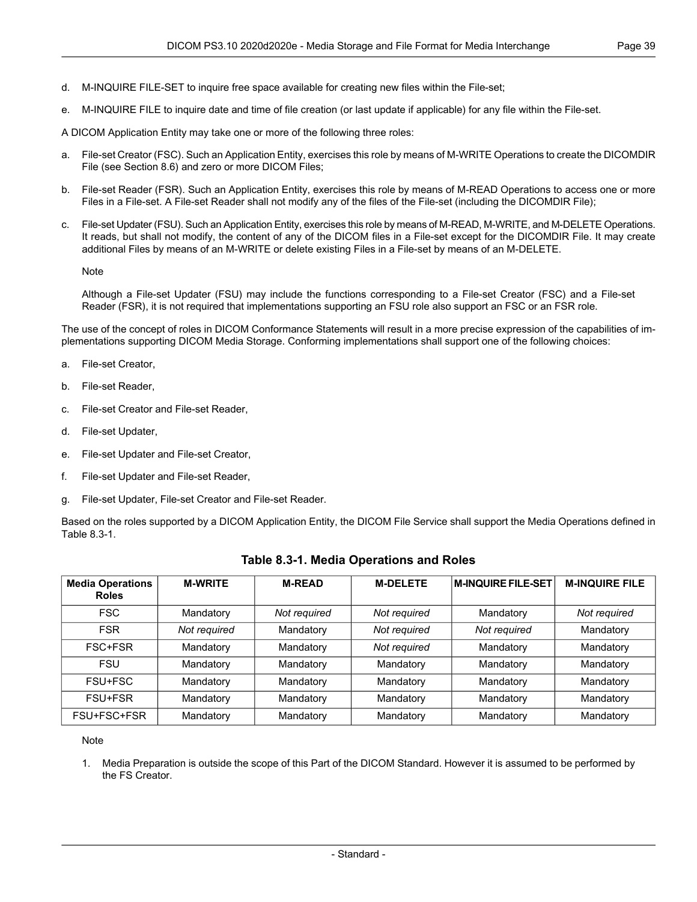d. M-INQUIRE FILE-SET to inquire free space available for creating new files within the File-set;

e. M-INQUIRE FILE to inquire date and time of file creation (or last update if applicable) for any file within the File-set.

A DICOM Application Entity may take one or more of the following three roles:

a. File-set Creator (FSC). Such an Application Entity, exercises this role by means of M-WRITE Operations to create the DICOMDIR File (see Section 8.6) and zero or more DICOM Files;

b. File-set Reader (FSR). Such an Application Entity, exercises this role by means of M-READ Operations to access one or more Files in a File-set. A File-set Reader shall not modify any of the files of the File-set (including the DICOMDIR File);

c. File-set Updater (FSU). Such an Application Entity, exercises this role by means of M-READ, M-WRITE, and M-DELETE Operations. It reads, but shall not modify, the content of any of the DICOM files in a File-set except for the DICOMDIR File. It may create additional Files by means of an M-WRITE or delete existing Files in a File-set by means of an M-DELETE.

Note

Although a File-set Updater (FSU) may include the functions corresponding to a File-set Creator (FSC) and a File-set Reader (FSR), it is not required that implementations supporting an FSU role also support an FSC or an FSR role.

The use of the concept of roles in DICOM Conformance Statements will result in a more precise expression of the capabilities of implementations supporting DICOM Media Storage. Conforming implementations shall support one of the following choices:

a. File-set Creator,

b. File-set Reader,

c. File-set Creator and File-set Reader,

d. File-set Updater,

e. File-set Updater and File-set Creator,

f. File-set Updater and File-set Reader,

g. File-set Updater, File-set Creator and File-set Reader.

Based on the roles supported by a DICOM Application Entity, the DICOM File Service shall support the Media Operations defined in Table 8.3-1.

**Table 8.3-1. Media Operations and Roles**

| Media Operations Roles | M-WRITE | M-READ | M-DELETE | M-INQUIRE FILE-SET | M-INQUIRE FILE |
|---|---|---|---|---|---|
| FSC | Mandatory | *Not required* | *Not required* | Mandatory | *Not required* |
| FSR | *Not required* | Mandatory | *Not required* | *Not required* | Mandatory |
| FSC+FSR | Mandatory | Mandatory | *Not required* | Mandatory | Mandatory |
| FSU | Mandatory | Mandatory | Mandatory | Mandatory | Mandatory |
| FSU+FSC | Mandatory | Mandatory | Mandatory | Mandatory | Mandatory |
| FSU+FSR | Mandatory | Mandatory | Mandatory | Mandatory | Mandatory |
| FSU+FSC+FSR | Mandatory | Mandatory | Mandatory | Mandatory | Mandatory |

Note

1. Media Preparation is outside the scope of this Part of the DICOM Standard. However it is assumed to be performed by the FS Creator.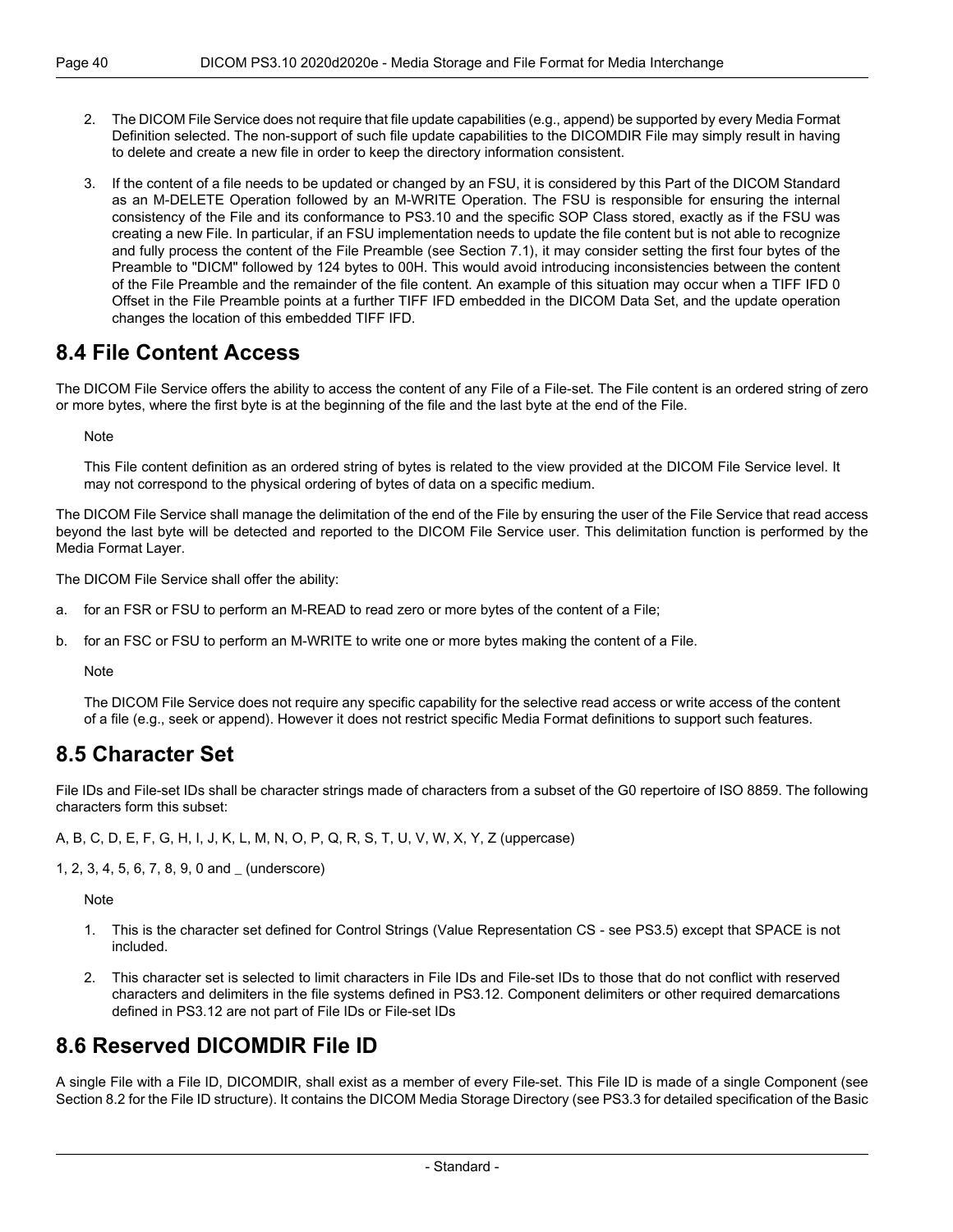2. The DICOM File Service does not require that file update capabilities (e.g., append) be supported by every Media Format Definition selected. The non-support of such file update capabilities to the DICOMDIR File may simply result in having to delete and create a new file in order to keep the directory information consistent.

3. If the content of a file needs to be updated or changed by an FSU, it is considered by this Part of the DICOM Standard as an M-DELETE Operation followed by an M-WRITE Operation. The FSU is responsible for ensuring the internal consistency of the File and its conformance to PS3.10 and the specific SOP Class stored, exactly as if the FSU was creating a new File. In particular, if an FSU implementation needs to update the file content but is not able to recognize and fully process the content of the File Preamble (see Section 7.1), it may consider setting the first four bytes of the Preamble to "DICM" followed by 124 bytes to 00H. This would avoid introducing inconsistencies between the content of the File Preamble and the remainder of the file content. An example of this situation may occur when a TIFF IFD 0 Offset in the File Preamble points at a further TIFF IFD embedded in the DICOM Data Set, and the update operation changes the location of this embedded TIFF IFD.

## 8.4 File Content Access

The DICOM File Service offers the ability to access the content of any File of a File-set. The File content is an ordered string of zero or more bytes, where the first byte is at the beginning of the file and the last byte at the end of the File.

Note

This File content definition as an ordered string of bytes is related to the view provided at the DICOM File Service level. It may not correspond to the physical ordering of bytes of data on a specific medium.

The DICOM File Service shall manage the delimitation of the end of the File by ensuring the user of the File Service that read access beyond the last byte will be detected and reported to the DICOM File Service user. This delimitation function is performed by the Media Format Layer.

The DICOM File Service shall offer the ability:

a. for an FSR or FSU to perform an M-READ to read zero or more bytes of the content of a File;

b. for an FSC or FSU to perform an M-WRITE to write one or more bytes making the content of a File.

Note

The DICOM File Service does not require any specific capability for the selective read access or write access of the content of a file (e.g., seek or append). However it does not restrict specific Media Format definitions to support such features.

## 8.5 Character Set

File IDs and File-set IDs shall be character strings made of characters from a subset of the G0 repertoire of ISO 8859. The following characters form this subset:

A, B, C, D, E, F, G, H, I, J, K, L, M, N, O, P, Q, R, S, T, U, V, W, X, Y, Z (uppercase)

1, 2, 3, 4, 5, 6, 7, 8, 9, 0 and _ (underscore)

Note

1. This is the character set defined for Control Strings (Value Representation CS - see PS3.5) except that SPACE is not included.

2. This character set is selected to limit characters in File IDs and File-set IDs to those that do not conflict with reserved characters and delimiters in the file systems defined in PS3.12. Component delimiters or other required demarcations defined in PS3.12 are not part of File IDs or File-set IDs

## 8.6 Reserved DICOMDIR File ID

A single File with a File ID, DICOMDIR, shall exist as a member of every File-set. This File ID is made of a single Component (see Section 8.2 for the File ID structure). It contains the DICOM Media Storage Directory (see PS3.3 for detailed specification of the Basic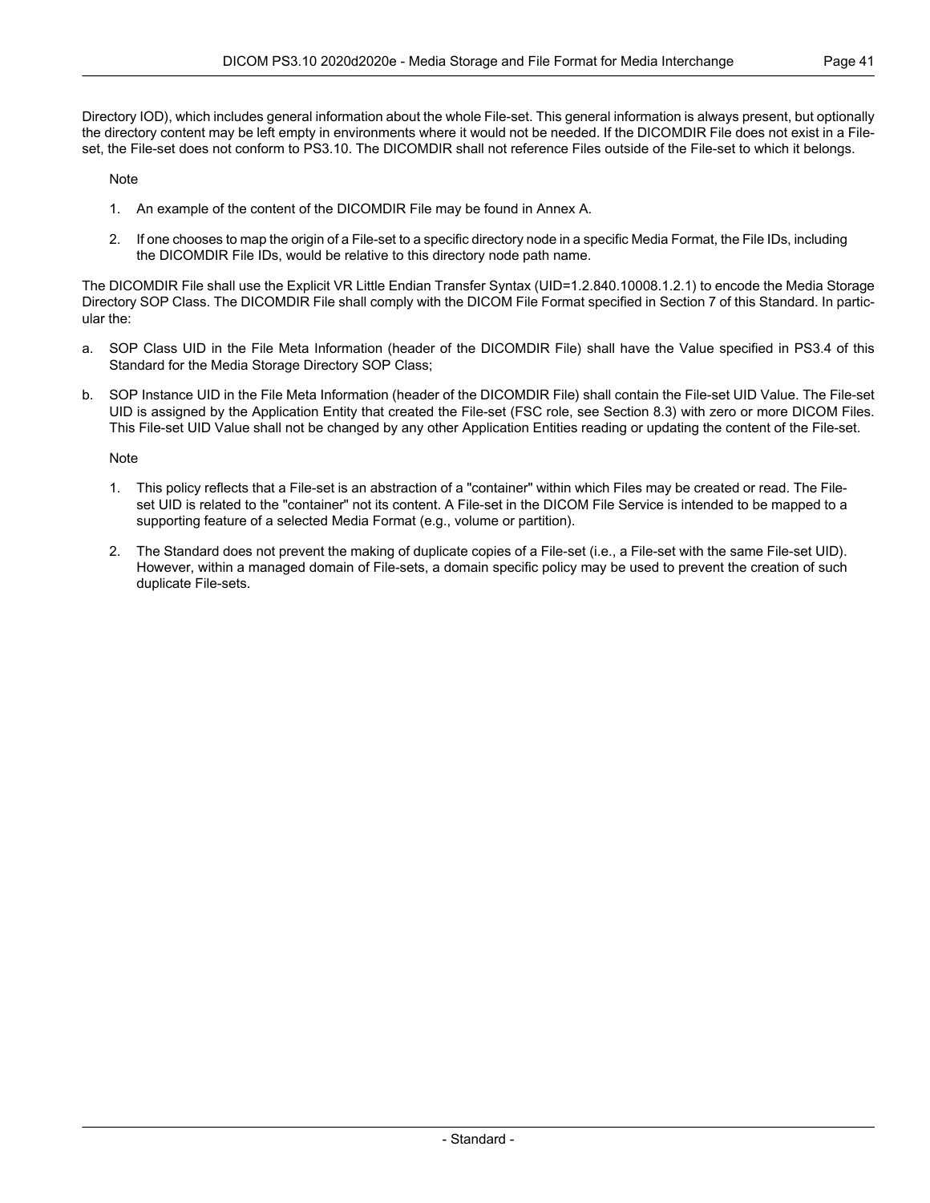Directory IOD), which includes general information about the whole File-set. This general information is always present, but optionally the directory content may be left empty in environments where it would not be needed. If the DICOMDIR File does not exist in a File-set, the File-set does not conform to PS3.10. The DICOMDIR shall not reference Files outside of the File-set to which it belongs.

Note

1. An example of the content of the DICOMDIR File may be found in Annex A.
2. If one chooses to map the origin of a File-set to a specific directory node in a specific Media Format, the File IDs, including the DICOMDIR File IDs, would be relative to this directory node path name.

The DICOMDIR File shall use the Explicit VR Little Endian Transfer Syntax (UID=1.2.840.10008.1.2.1) to encode the Media Storage Directory SOP Class. The DICOMDIR File shall comply with the DICOM File Format specified in Section 7 of this Standard. In particular the:

a. SOP Class UID in the File Meta Information (header of the DICOMDIR File) shall have the Value specified in PS3.4 of this Standard for the Media Storage Directory SOP Class;

b. SOP Instance UID in the File Meta Information (header of the DICOMDIR File) shall contain the File-set UID Value. The File-set UID is assigned by the Application Entity that created the File-set (FSC role, see Section 8.3) with zero or more DICOM Files. This File-set UID Value shall not be changed by any other Application Entities reading or updating the content of the File-set.

Note

1. This policy reflects that a File-set is an abstraction of a "container" within which Files may be created or read. The File-set UID is related to the "container" not its content. A File-set in the DICOM File Service is intended to be mapped to a supporting feature of a selected Media Format (e.g., volume or partition).
2. The Standard does not prevent the making of duplicate copies of a File-set (i.e., a File-set with the same File-set UID). However, within a managed domain of File-sets, a domain specific policy may be used to prevent the creation of such duplicate File-sets.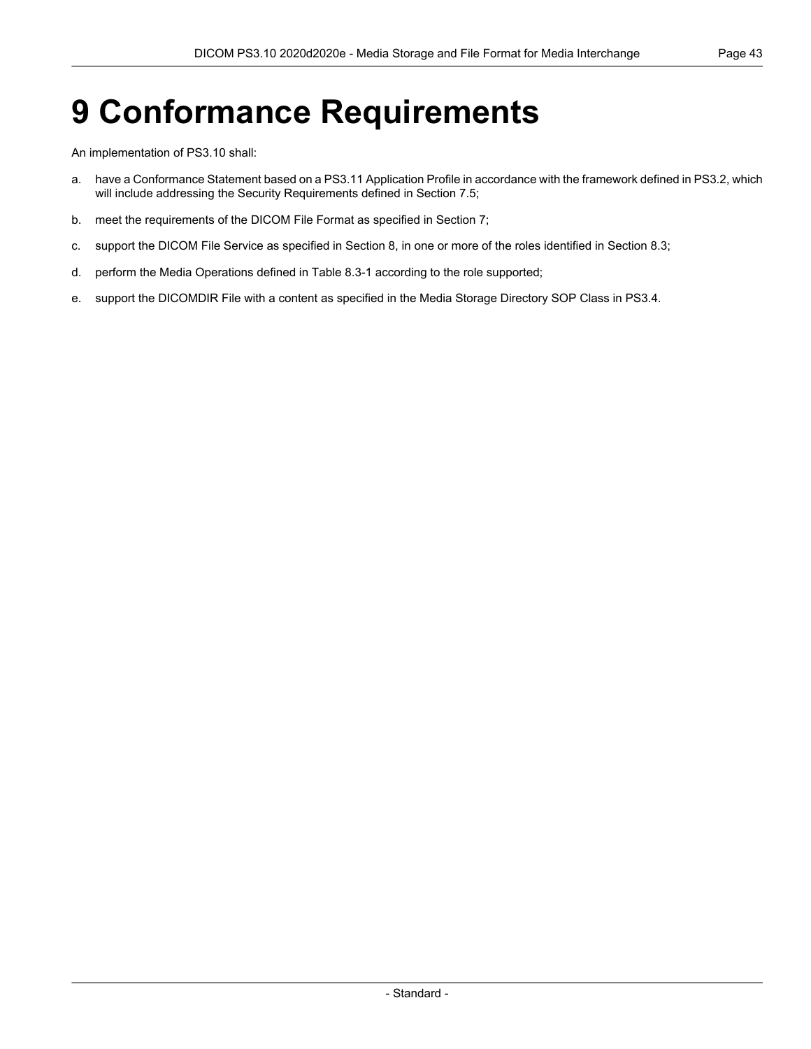# 9 Conformance Requirements

An implementation of PS3.10 shall:

a. have a Conformance Statement based on a PS3.11 Application Profile in accordance with the framework defined in PS3.2, which will include addressing the Security Requirements defined in Section 7.5;

b. meet the requirements of the DICOM File Format as specified in Section 7;

c. support the DICOM File Service as specified in Section 8, in one or more of the roles identified in Section 8.3;

d. perform the Media Operations defined in Table 8.3-1 according to the role supported;

e. support the DICOMDIR File with a content as specified in the Media Storage Directory SOP Class in PS3.4.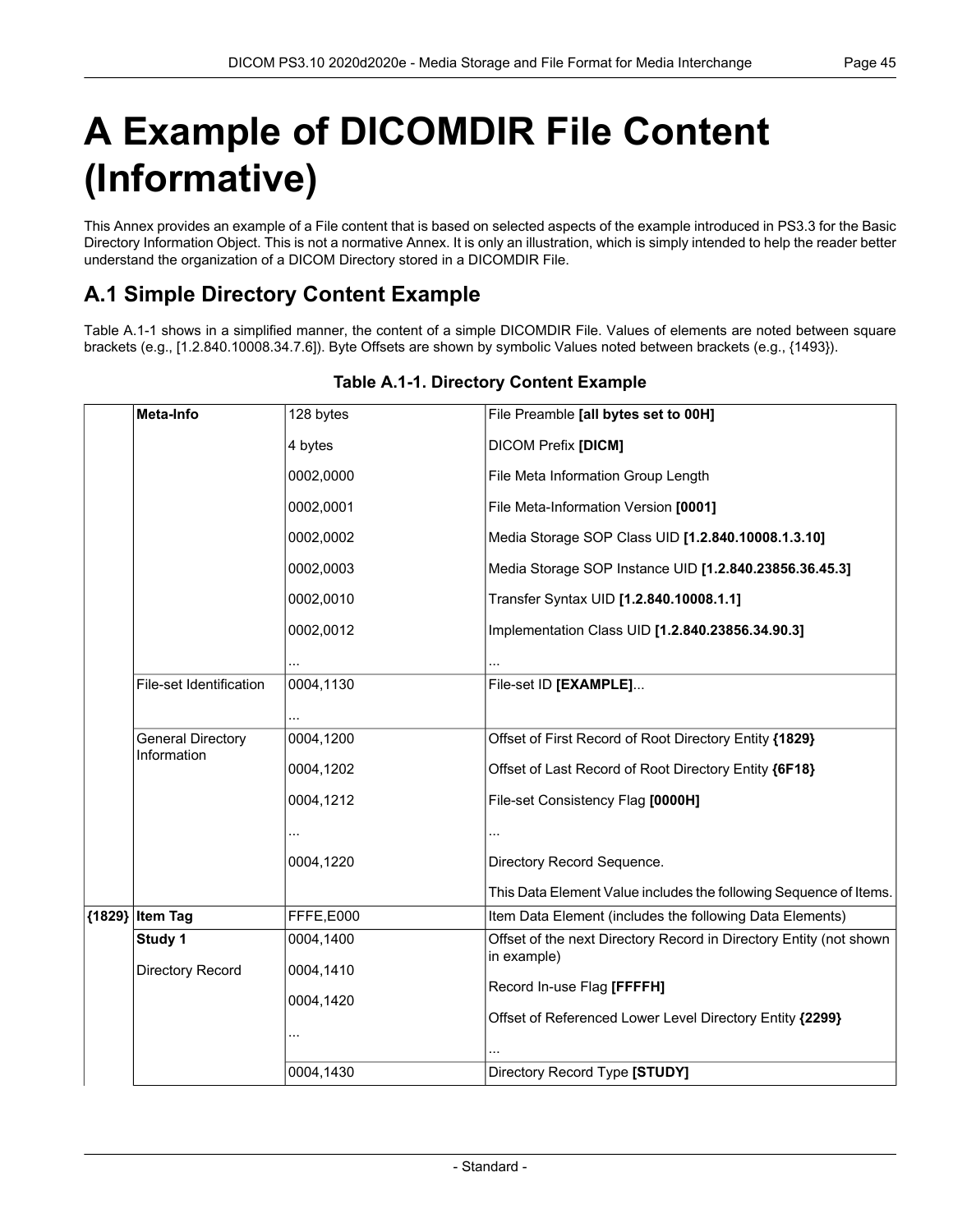# A Example of DICOMDIR File Content (Informative)

This Annex provides an example of a File content that is based on selected aspects of the example introduced in PS3.3 for the Basic Directory Information Object. This is not a normative Annex. It is only an illustration, which is simply intended to help the reader better understand the organization of a DICOM Directory stored in a DICOMDIR File.

## A.1 Simple Directory Content Example

Table A.1-1 shows in a simplified manner, the content of a simple DICOMDIR File. Values of elements are noted between square brackets (e.g., [1.2.840.10008.34.7.6]). Byte Offsets are shown by symbolic Values noted between brackets (e.g., {1493}).

**Table A.1-1. Directory Content Example**

| | | | |
|---|---|---|---|
| | **Meta-Info** | 128 bytes | File Preamble **[all bytes set to 00H]** |
| | | 4 bytes | DICOM Prefix **[DICM]** |
| | | 0002,0000 | File Meta Information Group Length |
| | | 0002,0001 | File Meta-Information Version **[0001]** |
| | | 0002,0002 | Media Storage SOP Class UID **[1.2.840.10008.1.3.10]** |
| | | 0002,0003 | Media Storage SOP Instance UID **[1.2.840.23856.36.45.3]** |
| | | 0002,0010 | Transfer Syntax UID **[1.2.840.10008.1.1]** |
| | | 0002,0012 | Implementation Class UID **[1.2.840.23856.34.90.3]** |
| | | ... | ... |
| | File-set Identification | 0004,1130 | File-set ID **[EXAMPLE]**... |
| | | ... | |
| | General Directory Information | 0004,1200 | Offset of First Record of Root Directory Entity **{1829}** |
| | | 0004,1202 | Offset of Last Record of Root Directory Entity **{6F18}** |
| | | 0004,1212 | File-set Consistency Flag **[0000H]** |
| | | ... | ... |
| | | 0004,1220 | Directory Record Sequence. |
| | | | This Data Element Value includes the following Sequence of Items. |
| **{1829}** | **Item Tag** | FFFE,E000 | Item Data Element (includes the following Data Elements) |
| | **Study 1** | 0004,1400 | Offset of the next Directory Record in Directory Entity (not shown in example) |
| | Directory Record | 0004,1410 | Record In-use Flag **[FFFFH]** |
| | | 0004,1420 | Offset of Referenced Lower Level Directory Entity **{2299}** |
| | | ... | ... |
| | | 0004,1430 | Directory Record Type **[STUDY]** |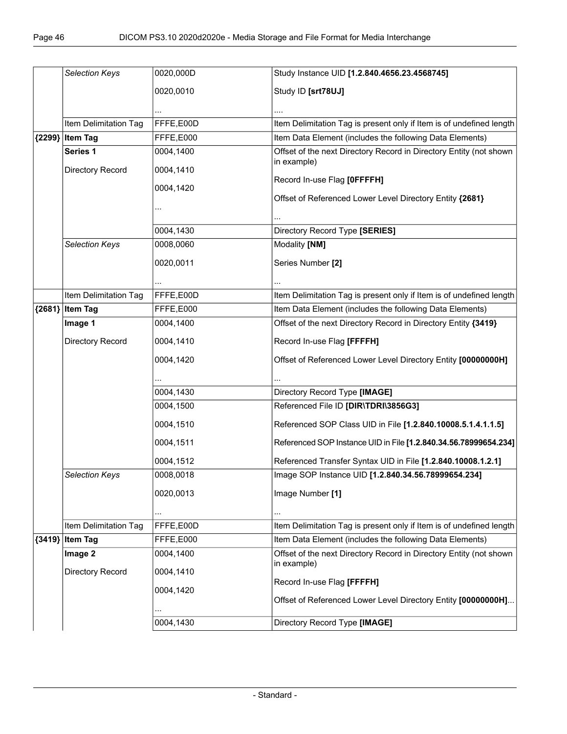| | | | |
|---|---|---|---|
| | *Selection Keys* | 0020,000D<br><br>0020,0010<br><br>... | Study Instance UID **[1.2.840.4656.23.4568745]**<br><br>Study ID **[srt78UJ]**<br><br>.... |
| | Item Delimitation Tag | FFFE,E00D | Item Delimitation Tag is present only if Item is of undefined length |
| **{2299}** | **Item Tag** | FFFE,E000 | Item Data Element (includes the following Data Elements) |
| | **Series 1**<br><br>Directory Record | 0004,1400<br><br>0004,1410<br><br>0004,1420<br><br>... | Offset of the next Directory Record in Directory Entity (not shown in example)<br><br>Record In-use Flag **[0FFFFH]**<br><br>Offset of Referenced Lower Level Directory Entity **{2681}**<br><br>... |
| | | 0004,1430 | Directory Record Type **[SERIES]** |
| | *Selection Keys* | 0008,0060<br><br>0020,0011<br><br>... | Modality **[NM]**<br><br>Series Number **[2]**<br><br>... |
| | Item Delimitation Tag | FFFE,E00D | Item Delimitation Tag is present only if Item is of undefined length |
| **{2681}** | **Item Tag** | FFFE,E000 | Item Data Element (includes the following Data Elements) |
| | **Image 1**<br><br>Directory Record | 0004,1400<br><br>0004,1410<br><br>0004,1420<br><br>... | Offset of the next Directory Record in Directory Entity **{3419}**<br><br>Record In-use Flag **[FFFFH]**<br><br>Offset of Referenced Lower Level Directory Entity **[00000000H]**<br><br>... |
| | | 0004,1430 | Directory Record Type **[IMAGE]** |
| | | 0004,1500<br><br>0004,1510<br><br>0004,1511<br><br>0004,1512 | Referenced File ID **[DIR\TDRI\3856G3]**<br><br>Referenced SOP Class UID in File **[1.2.840.10008.5.1.4.1.1.5]**<br><br>Referenced SOP Instance UID in File **[1.2.840.34.56.78999654.234]**<br><br>Referenced Transfer Syntax UID in File **[1.2.840.10008.1.2.1]** |
| | *Selection Keys* | 0008,0018<br><br>0020,0013<br><br>... | Image SOP Instance UID **[1.2.840.34.56.78999654.234]**<br><br>Image Number **[1]**<br><br>... |
| | Item Delimitation Tag | FFFE,E00D | Item Delimitation Tag is present only if Item is of undefined length |
| **{3419}** | **Item Tag** | FFFE,E000 | Item Data Element (includes the following Data Elements) |
| | **Image 2**<br><br>Directory Record | 0004,1400<br><br>0004,1410<br><br>0004,1420<br><br>... | Offset of the next Directory Record in Directory Entity (not shown in example)<br><br>Record In-use Flag **[FFFFH]**<br><br>Offset of Referenced Lower Level Directory Entity **[00000000H]**... |
| | | 0004,1430 | Directory Record Type **[IMAGE]** |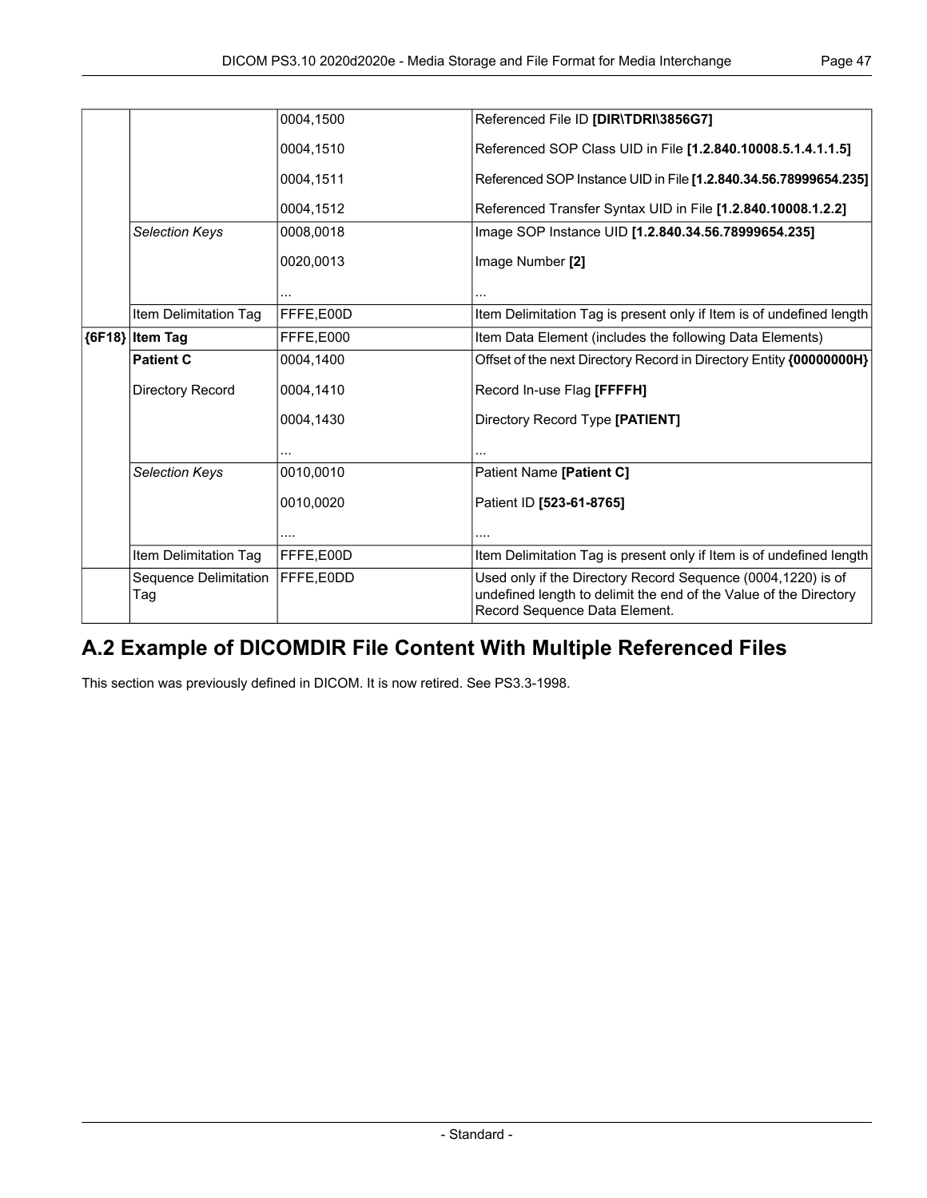| | | | |
|---|---|---|---|
| | | 0004,1500 | Referenced File ID **[DIR\TDRI\3856G7]** |
| | | 0004,1510 | Referenced SOP Class UID in File **[1.2.840.10008.5.1.4.1.1.5]** |
| | | 0004,1511 | Referenced SOP Instance UID in File **[1.2.840.34.56.78999654.235]** |
| | | 0004,1512 | Referenced Transfer Syntax UID in File **[1.2.840.10008.1.2.2]** |
| | *Selection Keys* | 0008,0018 | Image SOP Instance UID **[1.2.840.34.56.78999654.235]** |
| | | 0020,0013 | Image Number **[2]** |
| | | ... | ... |
| | Item Delimitation Tag | FFFE,E00D | Item Delimitation Tag is present only if Item is of undefined length |
| **{6F18}** | **Item Tag** | FFFE,E000 | Item Data Element (includes the following Data Elements) |
| | **Patient C** | 0004,1400 | Offset of the next Directory Record in Directory Entity **{00000000H}** |
| | Directory Record | 0004,1410 | Record In-use Flag **[FFFFH]** |
| | | 0004,1430 | Directory Record Type **[PATIENT]** |
| | | ... | ... |
| | *Selection Keys* | 0010,0010 | Patient Name **[Patient C]** |
| | | 0010,0020 | Patient ID **[523-61-8765]** |
| | | .... | .... |
| | Item Delimitation Tag | FFFE,E00D | Item Delimitation Tag is present only if Item is of undefined length |
| | Sequence Delimitation Tag | FFFE,E0DD | Used only if the Directory Record Sequence (0004,1220) is of undefined length to delimit the end of the Value of the Directory Record Sequence Data Element. |

## A.2 Example of DICOMDIR File Content With Multiple Referenced Files

This section was previously defined in DICOM. It is now retired. See PS3.3-1998.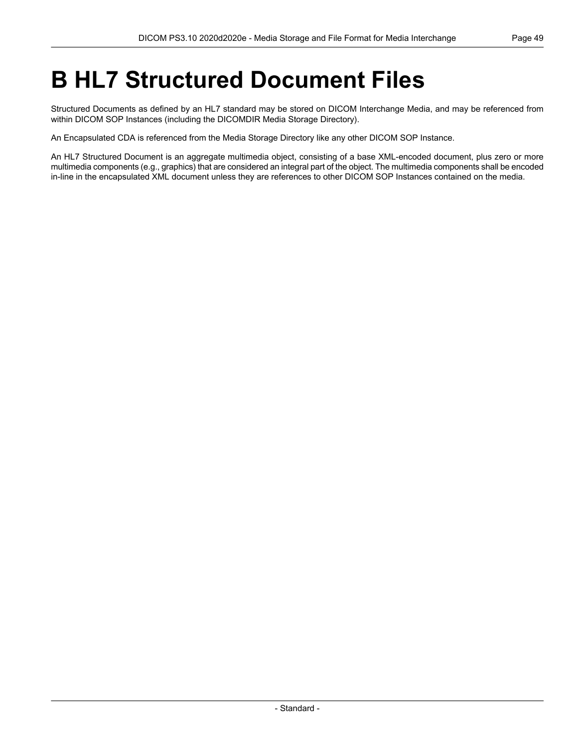# B HL7 Structured Document Files

Structured Documents as defined by an HL7 standard may be stored on DICOM Interchange Media, and may be referenced from within DICOM SOP Instances (including the DICOMDIR Media Storage Directory).

An Encapsulated CDA is referenced from the Media Storage Directory like any other DICOM SOP Instance.

An HL7 Structured Document is an aggregate multimedia object, consisting of a base XML-encoded document, plus zero or more multimedia components (e.g., graphics) that are considered an integral part of the object. The multimedia components shall be encoded in-line in the encapsulated XML document unless they are references to other DICOM SOP Instances contained on the media.